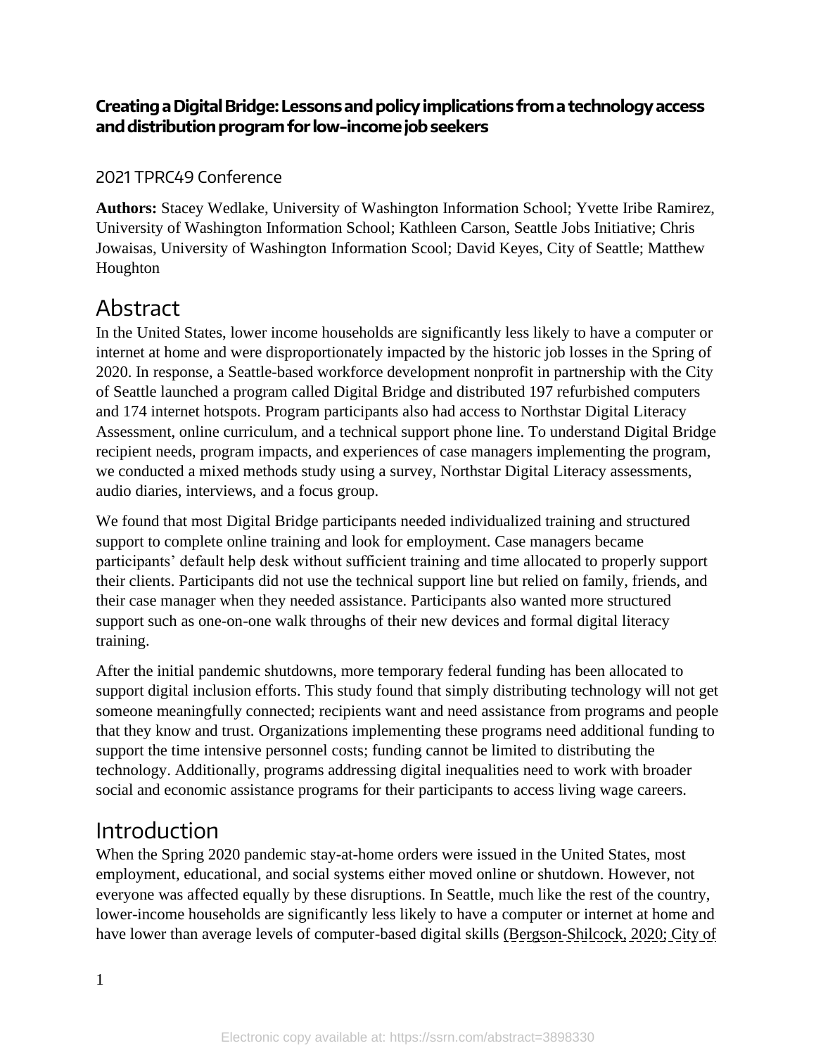# Creating a Digital Bridge: Lessons and policy implications from a technology access and distribution program for low-income job seekers

2021 TPRC49 Conference

**Authors:** Stacey Wedlake, University of Washington Information School; Yvette Iribe Ramirez, University of Washington Information School; Kathleen Carson, Seattle Jobs Initiative; Chris Jowaisas, University of Washington Information Scool; David Keyes, City of Seattle; Matthew Houghton

## Abstract

In the United States, lower income households are significantly less likely to have a computer or internet at home and were disproportionately impacted by the historic job losses in the Spring of 2020. In response, a Seattle-based workforce development nonprofit in partnership with the City of Seattle launched a program called Digital Bridge and distributed 197 refurbished computers and 174 internet hotspots. Program participants also had access to Northstar Digital Literacy Assessment, online curriculum, and a technical support phone line. To understand Digital Bridge recipient needs, program impacts, and experiences of case managers implementing the program, we conducted a mixed methods study using a survey, Northstar Digital Literacy assessments, audio diaries, interviews, and a focus group.

We found that most Digital Bridge participants needed individualized training and structured support to complete online training and look for employment. Case managers became participants' default help desk without sufficient training and time allocated to properly support their clients. Participants did not use the technical support line but relied on family, friends, and their case manager when they needed assistance. Participants also wanted more structured support such as one-on-one walk throughs of their new devices and formal digital literacy training.

After the initial pandemic shutdowns, more temporary federal funding has been allocated to support digital inclusion efforts. This study found that simply distributing technology will not get someone meaningfully connected; recipients want and need assistance from programs and people that they know and trust. Organizations implementing these programs need additional funding to support the time intensive personnel costs; funding cannot be limited to distributing the technology. Additionally, programs addressing digital inequalities need to work with broader social and economic assistance programs for their participants to access living wage careers.

## Introduction

When the Spring 2020 pandemic stay-at-home orders were issued in the United States, most employment, educational, and social systems either moved online or shutdown. However, not everyone was affected equally by these disruptions. In Seattle, much like the rest of the country, lower-income households are significantly less likely to have a computer or internet at home and have lower than average levels of computer-based digital skills (Bergson-Shilcock, 2020; City of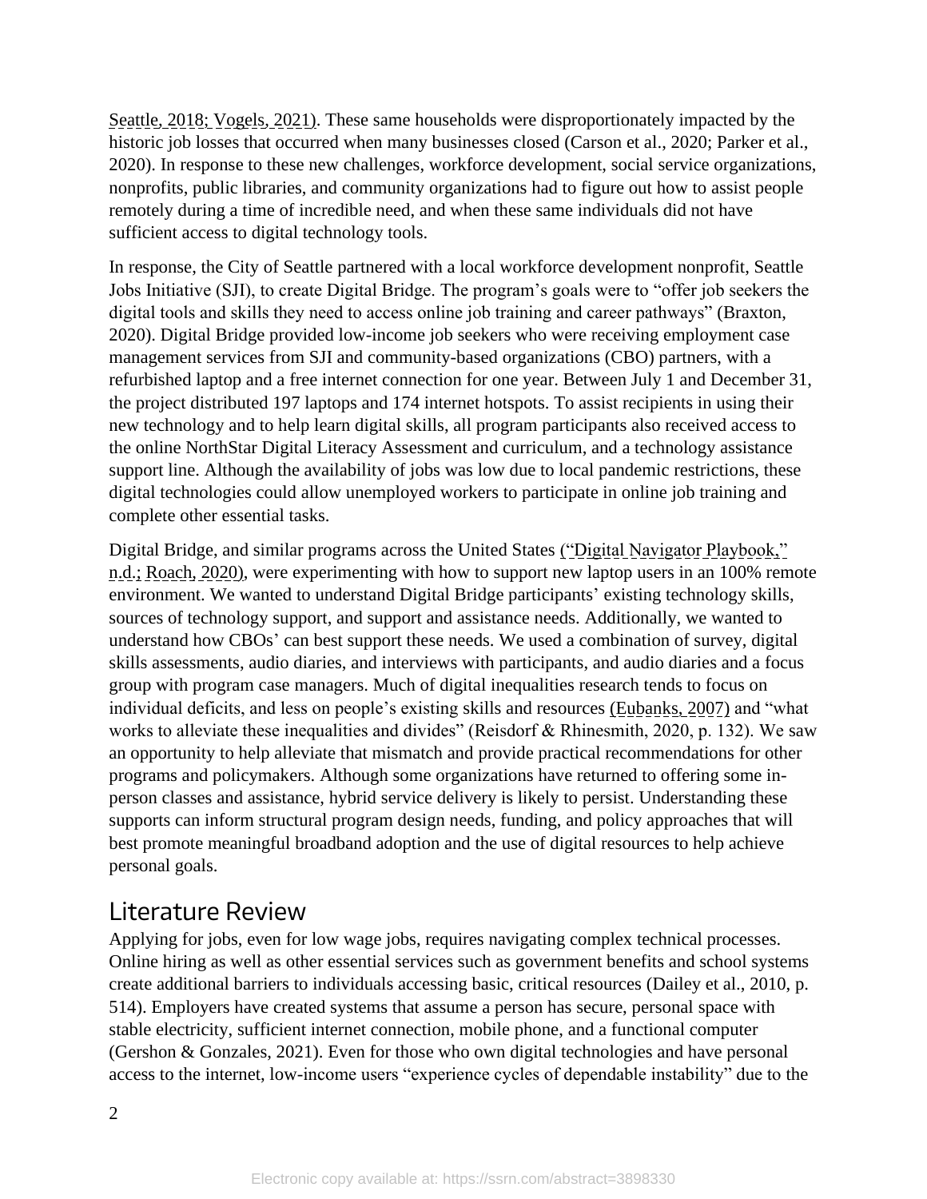Seattle, 2018; Vogels, 2021). These same households were disproportionately impacted by the historic job losses that occurred when many businesses closed (Carson et al., 2020; Parker et al., 2020). In response to these new challenges, workforce development, social service organizations, nonprofits, public libraries, and community organizations had to figure out how to assist people remotely during a time of incredible need, and when these same individuals did not have sufficient access to digital technology tools.

In response, the City of Seattle partnered with a local workforce development nonprofit, Seattle Jobs Initiative (SJI), to create Digital Bridge. The program's goals were to "offer job seekers the digital tools and skills they need to access online job training and career pathways" (Braxton, 2020). Digital Bridge provided low-income job seekers who were receiving employment case management services from SJI and community-based organizations (CBO) partners, with a refurbished laptop and a free internet connection for one year. Between July 1 and December 31, the project distributed 197 laptops and 174 internet hotspots. To assist recipients in using their new technology and to help learn digital skills, all program participants also received access to the online NorthStar Digital Literacy Assessment and curriculum, and a technology assistance support line. Although the availability of jobs was low due to local pandemic restrictions, these digital technologies could allow unemployed workers to participate in online job training and complete other essential tasks.

Digital Bridge, and similar programs across the United States ("Digital Navigator Playbook," n.d.; Roach, 2020), were experimenting with how to support new laptop users in an 100% remote environment. We wanted to understand Digital Bridge participants' existing technology skills, sources of technology support, and support and assistance needs. Additionally, we wanted to understand how CBOs' can best support these needs. We used a combination of survey, digital skills assessments, audio diaries, and interviews with participants, and audio diaries and a focus group with program case managers. Much of digital inequalities research tends to focus on individual deficits, and less on people's existing skills and resources (Eubanks, 2007) and "what works to alleviate these inequalities and divides" (Reisdorf & Rhinesmith, 2020, p. 132). We saw an opportunity to help alleviate that mismatch and provide practical recommendations for other programs and policymakers. Although some organizations have returned to offering some in-person classes and assistance, hybrid service delivery is likely to persist. Understanding these supports can inform structural program design needs, funding, and policy approaches that will best promote meaningful broadband adoption and the use of digital resources to help achieve personal goals.

## Literature Review

Applying for jobs, even for low wage jobs, requires navigating complex technical processes. Online hiring as well as other essential services such as government benefits and school systems create additional barriers to individuals accessing basic, critical resources (Dailey et al., 2010, p. 514). Employers have created systems that assume a person has secure, personal space with stable electricity, sufficient internet connection, mobile phone, and a functional computer (Gershon & Gonzales, 2021). Even for those who own digital technologies and have personal access to the internet, low-income users "experience cycles of dependable instability" due to the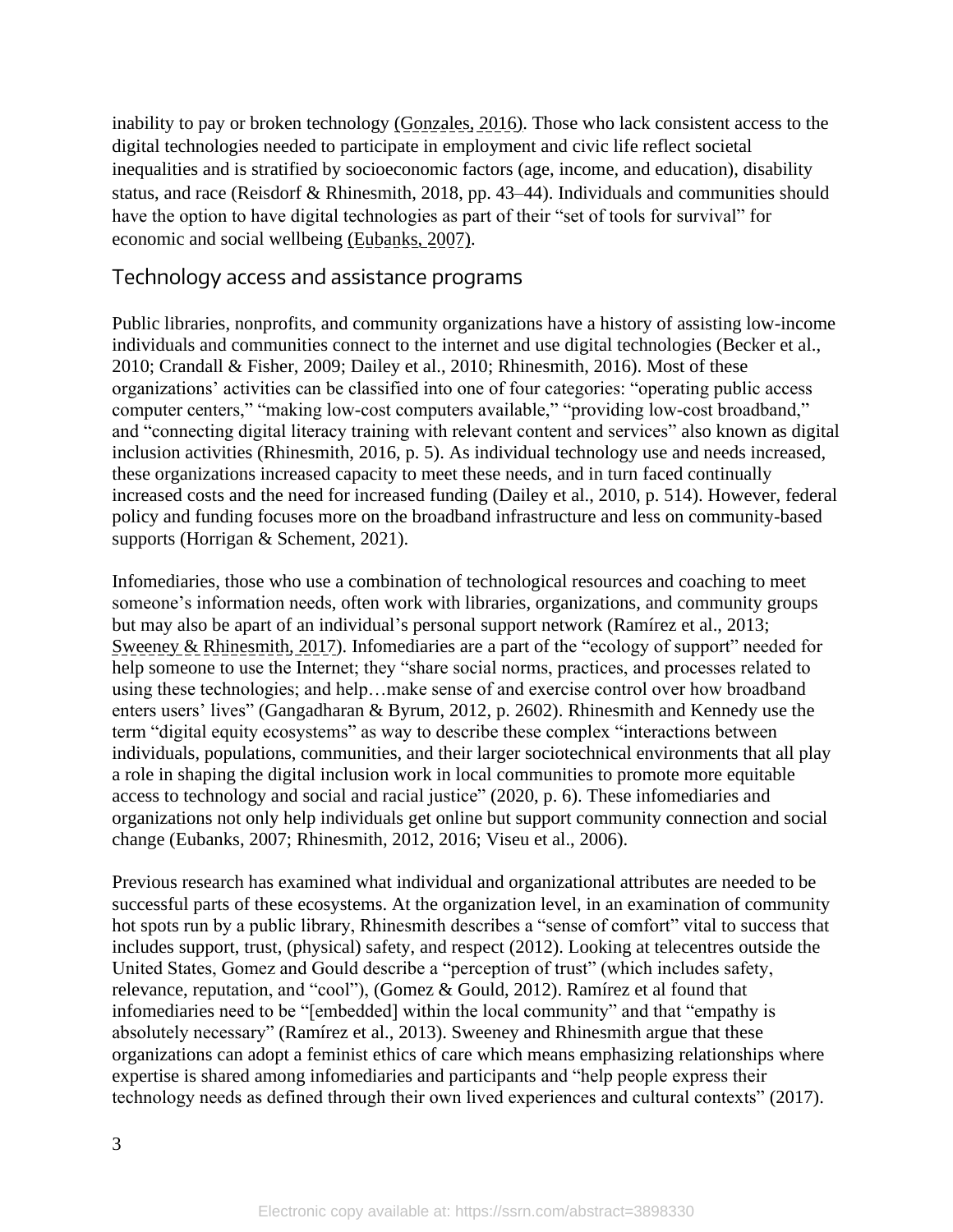inability to pay or broken technology (Gonzales, 2016). Those who lack consistent access to the digital technologies needed to participate in employment and civic life reflect societal inequalities and is stratified by socioeconomic factors (age, income, and education), disability status, and race (Reisdorf & Rhinesmith, 2018, pp. 43–44). Individuals and communities should have the option to have digital technologies as part of their "set of tools for survival" for economic and social wellbeing (Eubanks, 2007).

## Technology access and assistance programs

Public libraries, nonprofits, and community organizations have a history of assisting low-income individuals and communities connect to the internet and use digital technologies (Becker et al., 2010; Crandall & Fisher, 2009; Dailey et al., 2010; Rhinesmith, 2016). Most of these organizations' activities can be classified into one of four categories: "operating public access computer centers," "making low-cost computers available," "providing low-cost broadband," and "connecting digital literacy training with relevant content and services" also known as digital inclusion activities (Rhinesmith, 2016, p. 5). As individual technology use and needs increased, these organizations increased capacity to meet these needs, and in turn faced continually increased costs and the need for increased funding (Dailey et al., 2010, p. 514). However, federal policy and funding focuses more on the broadband infrastructure and less on community-based supports (Horrigan & Schement, 2021).

Infomediaries, those who use a combination of technological resources and coaching to meet someone's information needs, often work with libraries, organizations, and community groups but may also be apart of an individual's personal support network (Ramírez et al., 2013; Sweeney & Rhinesmith, 2017). Infomediaries are a part of the "ecology of support" needed for help someone to use the Internet; they "share social norms, practices, and processes related to using these technologies; and help…make sense of and exercise control over how broadband enters users' lives" (Gangadharan & Byrum, 2012, p. 2602). Rhinesmith and Kennedy use the term "digital equity ecosystems" as way to describe these complex "interactions between individuals, populations, communities, and their larger sociotechnical environments that all play a role in shaping the digital inclusion work in local communities to promote more equitable access to technology and social and racial justice" (2020, p. 6). These infomediaries and organizations not only help individuals get online but support community connection and social change (Eubanks, 2007; Rhinesmith, 2012, 2016; Viseu et al., 2006).

Previous research has examined what individual and organizational attributes are needed to be successful parts of these ecosystems. At the organization level, in an examination of community hot spots run by a public library, Rhinesmith describes a "sense of comfort" vital to success that includes support, trust, (physical) safety, and respect (2012). Looking at telecentres outside the United States, Gomez and Gould describe a "perception of trust" (which includes safety, relevance, reputation, and "cool"), (Gomez & Gould, 2012). Ramírez et al found that infomediaries need to be "[embedded] within the local community" and that "empathy is absolutely necessary" (Ramírez et al., 2013). Sweeney and Rhinesmith argue that these organizations can adopt a feminist ethics of care which means emphasizing relationships where expertise is shared among infomediaries and participants and "help people express their technology needs as defined through their own lived experiences and cultural contexts" (2017).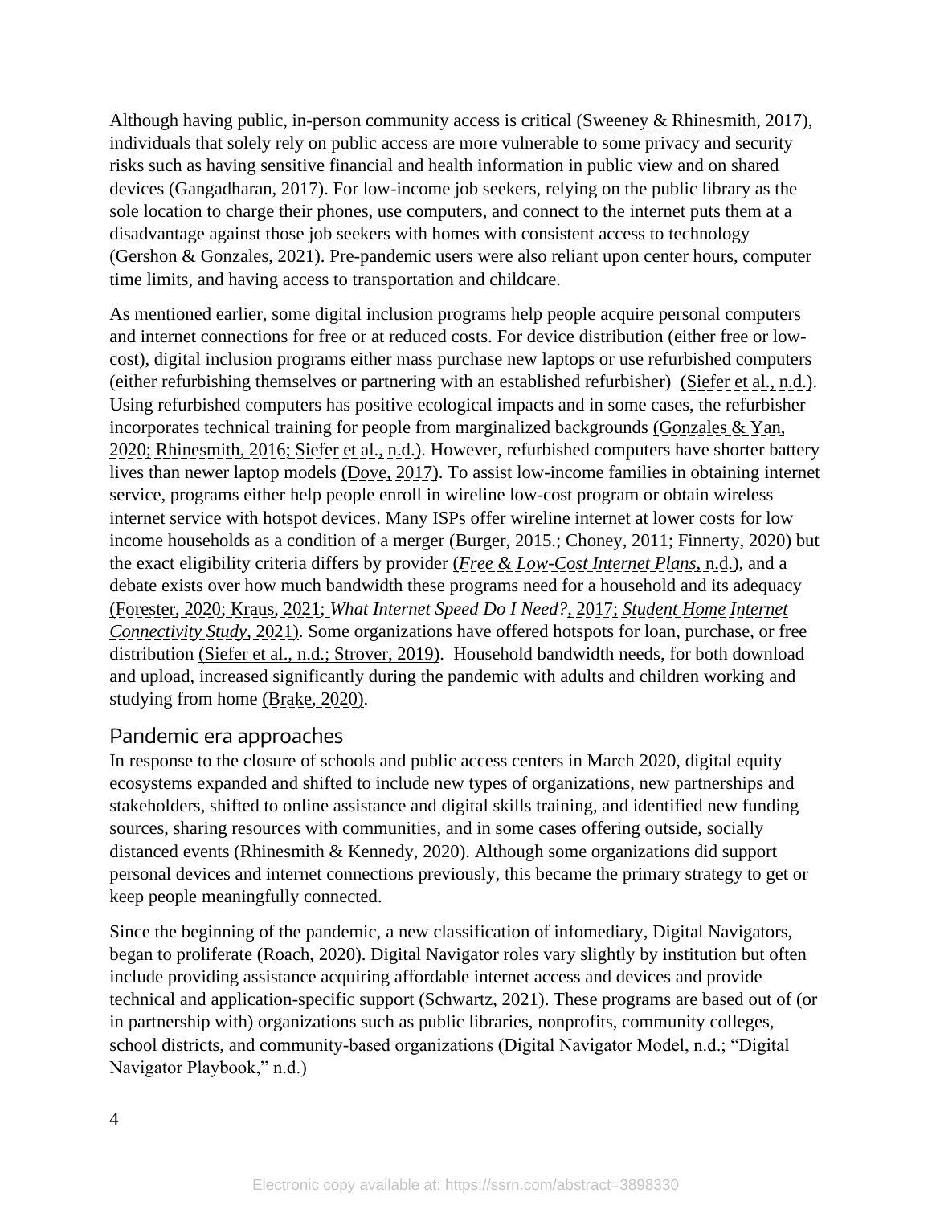Although having public, in-person community access is critical (Sweeney & Rhinesmith, 2017), individuals that solely rely on public access are more vulnerable to some privacy and security risks such as having sensitive financial and health information in public view and on shared devices (Gangadharan, 2017). For low-income job seekers, relying on the public library as the sole location to charge their phones, use computers, and connect to the internet puts them at a disadvantage against those job seekers with homes with consistent access to technology (Gershon & Gonzales, 2021). Pre-pandemic users were also reliant upon center hours, computer time limits, and having access to transportation and childcare.

As mentioned earlier, some digital inclusion programs help people acquire personal computers and internet connections for free or at reduced costs. For device distribution (either free or low-cost), digital inclusion programs either mass purchase new laptops or use refurbished computers (either refurbishing themselves or partnering with an established refurbisher) (Siefer et al., n.d.). Using refurbished computers has positive ecological impacts and in some cases, the refurbisher incorporates technical training for people from marginalized backgrounds (Gonzales & Yan, 2020; Rhinesmith, 2016; Siefer et al., n.d.). However, refurbished computers have shorter battery lives than newer laptop models (Dove, 2017). To assist low-income families in obtaining internet service, programs either help people enroll in wireline low-cost program or obtain wireless internet service with hotspot devices. Many ISPs offer wireline internet at lower costs for low income households as a condition of a merger (Burger, 2015.; Choney, 2011; Finnerty, 2020) but the exact eligibility criteria differs by provider (*Free & Low-Cost Internet Plans*, n.d.), and a debate exists over how much bandwidth these programs need for a household and its adequacy (Forester, 2020; Kraus, 2021; *What Internet Speed Do I Need?*, 2017; *Student Home Internet Connectivity Study*, 2021). Some organizations have offered hotspots for loan, purchase, or free distribution (Siefer et al., n.d.; Strover, 2019). Household bandwidth needs, for both download and upload, increased significantly during the pandemic with adults and children working and studying from home (Brake, 2020).

## Pandemic era approaches

In response to the closure of schools and public access centers in March 2020, digital equity ecosystems expanded and shifted to include new types of organizations, new partnerships and stakeholders, shifted to online assistance and digital skills training, and identified new funding sources, sharing resources with communities, and in some cases offering outside, socially distanced events (Rhinesmith & Kennedy, 2020). Although some organizations did support personal devices and internet connections previously, this became the primary strategy to get or keep people meaningfully connected.

Since the beginning of the pandemic, a new classification of infomediary, Digital Navigators, began to proliferate (Roach, 2020). Digital Navigator roles vary slightly by institution but often include providing assistance acquiring affordable internet access and devices and provide technical and application-specific support (Schwartz, 2021). These programs are based out of (or in partnership with) organizations such as public libraries, nonprofits, community colleges, school districts, and community-based organizations (Digital Navigator Model, n.d.; "Digital Navigator Playbook," n.d.)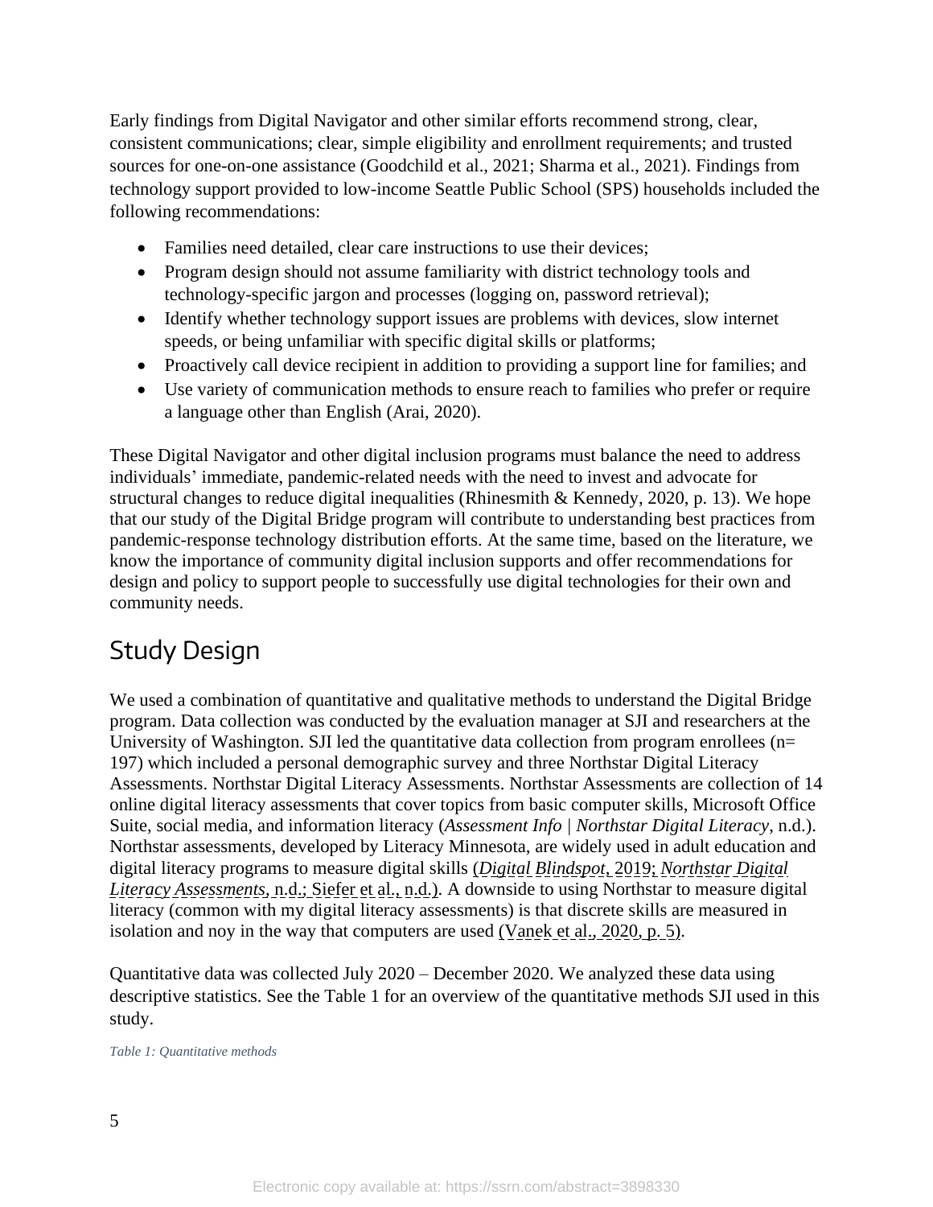Early findings from Digital Navigator and other similar efforts recommend strong, clear, consistent communications; clear, simple eligibility and enrollment requirements; and trusted sources for one-on-one assistance (Goodchild et al., 2021; Sharma et al., 2021). Findings from technology support provided to low-income Seattle Public School (SPS) households included the following recommendations:

- Families need detailed, clear care instructions to use their devices;
- Program design should not assume familiarity with district technology tools and technology-specific jargon and processes (logging on, password retrieval);
- Identify whether technology support issues are problems with devices, slow internet speeds, or being unfamiliar with specific digital skills or platforms;
- Proactively call device recipient in addition to providing a support line for families; and
- Use variety of communication methods to ensure reach to families who prefer or require a language other than English (Arai, 2020).

These Digital Navigator and other digital inclusion programs must balance the need to address individuals' immediate, pandemic-related needs with the need to invest and advocate for structural changes to reduce digital inequalities (Rhinesmith & Kennedy, 2020, p. 13). We hope that our study of the Digital Bridge program will contribute to understanding best practices from pandemic-response technology distribution efforts. At the same time, based on the literature, we know the importance of community digital inclusion supports and offer recommendations for design and policy to support people to successfully use digital technologies for their own and community needs.

## Study Design

We used a combination of quantitative and qualitative methods to understand the Digital Bridge program. Data collection was conducted by the evaluation manager at SJI and researchers at the University of Washington. SJI led the quantitative data collection from program enrollees (n= 197) which included a personal demographic survey and three Northstar Digital Literacy Assessments. Northstar Digital Literacy Assessments. Northstar Assessments are collection of 14 online digital literacy assessments that cover topics from basic computer skills, Microsoft Office Suite, social media, and information literacy (*Assessment Info | Northstar Digital Literacy*, n.d.). Northstar assessments, developed by Literacy Minnesota, are widely used in adult education and digital literacy programs to measure digital skills (*Digital Blindspot*, 2019; *Northstar Digital Literacy Assessments*, n.d.; Siefer et al., n.d.). A downside to using Northstar to measure digital literacy (common with my digital literacy assessments) is that discrete skills are measured in isolation and noy in the way that computers are used (Vanek et al., 2020, p. 5).

Quantitative data was collected July 2020 – December 2020. We analyzed these data using descriptive statistics. See the Table 1 for an overview of the quantitative methods SJI used in this study.

*Table 1: Quantitative methods*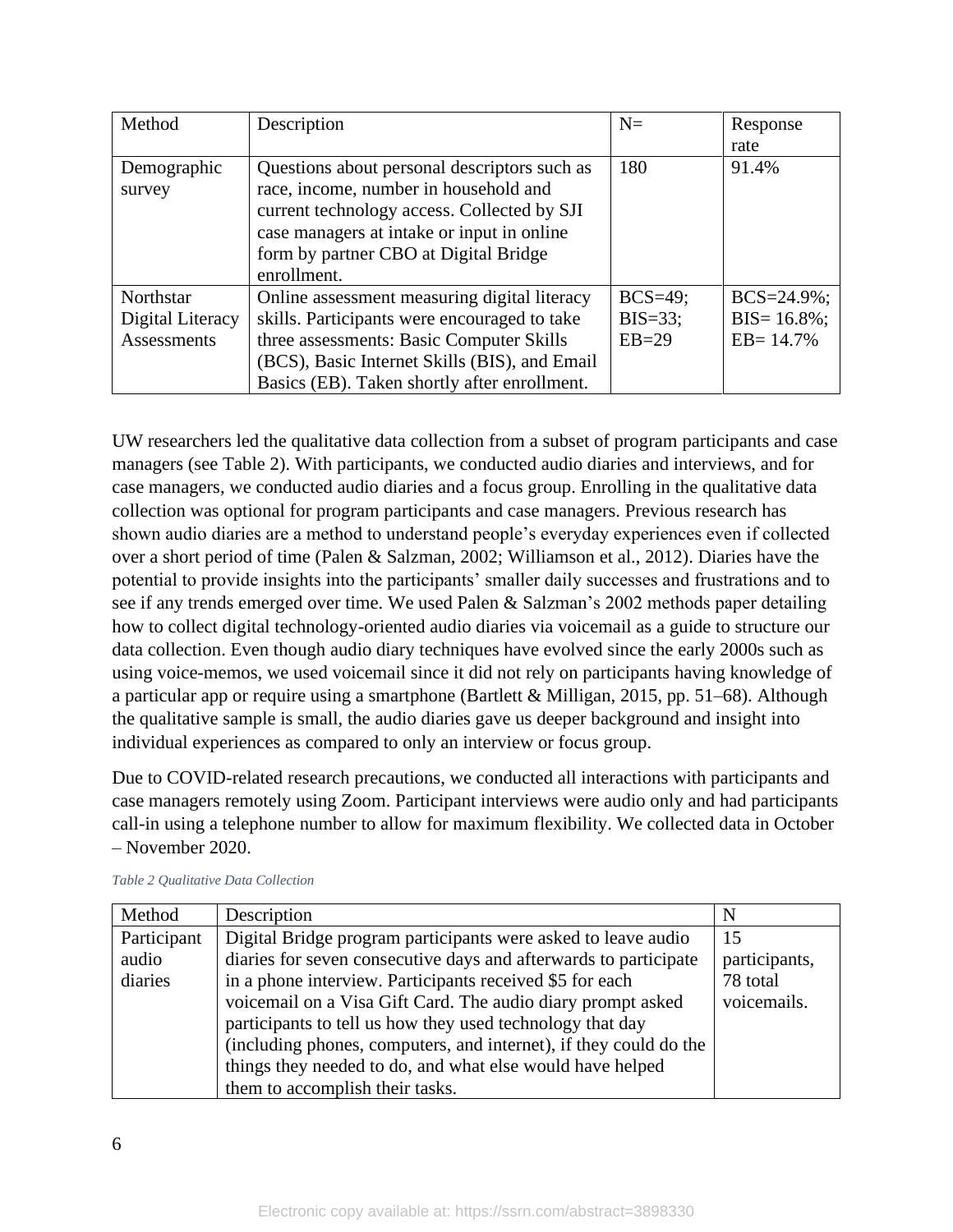| Method | Description | N= | Response rate |
| --- | --- | --- | --- |
| Demographic survey | Questions about personal descriptors such as race, income, number in household and current technology access. Collected by SJI case managers at intake or input in online form by partner CBO at Digital Bridge enrollment. | 180 | 91.4% |
| Northstar Digital Literacy Assessments | Online assessment measuring digital literacy skills. Participants were encouraged to take three assessments: Basic Computer Skills (BCS), Basic Internet Skills (BIS), and Email Basics (EB). Taken shortly after enrollment. | BCS=49; BIS=33; EB=29 | BCS=24.9%; BIS= 16.8%; EB= 14.7% |

UW researchers led the qualitative data collection from a subset of program participants and case managers (see Table 2). With participants, we conducted audio diaries and interviews, and for case managers, we conducted audio diaries and a focus group. Enrolling in the qualitative data collection was optional for program participants and case managers. Previous research has shown audio diaries are a method to understand people's everyday experiences even if collected over a short period of time (Palen & Salzman, 2002; Williamson et al., 2012). Diaries have the potential to provide insights into the participants' smaller daily successes and frustrations and to see if any trends emerged over time. We used Palen & Salzman's 2002 methods paper detailing how to collect digital technology-oriented audio diaries via voicemail as a guide to structure our data collection. Even though audio diary techniques have evolved since the early 2000s such as using voice-memos, we used voicemail since it did not rely on participants having knowledge of a particular app or require using a smartphone (Bartlett & Milligan, 2015, pp. 51–68). Although the qualitative sample is small, the audio diaries gave us deeper background and insight into individual experiences as compared to only an interview or focus group.

Due to COVID-related research precautions, we conducted all interactions with participants and case managers remotely using Zoom. Participant interviews were audio only and had participants call-in using a telephone number to allow for maximum flexibility. We collected data in October – November 2020.

*Table 2 Qualitative Data Collection*

| Method | Description | N |
| --- | --- | --- |
| Participant audio diaries | Digital Bridge program participants were asked to leave audio diaries for seven consecutive days and afterwards to participate in a phone interview. Participants received $5 for each voicemail on a Visa Gift Card. The audio diary prompt asked participants to tell us how they used technology that day (including phones, computers, and internet), if they could do the things they needed to do, and what else would have helped them to accomplish their tasks. | 15 participants, 78 total voicemails. |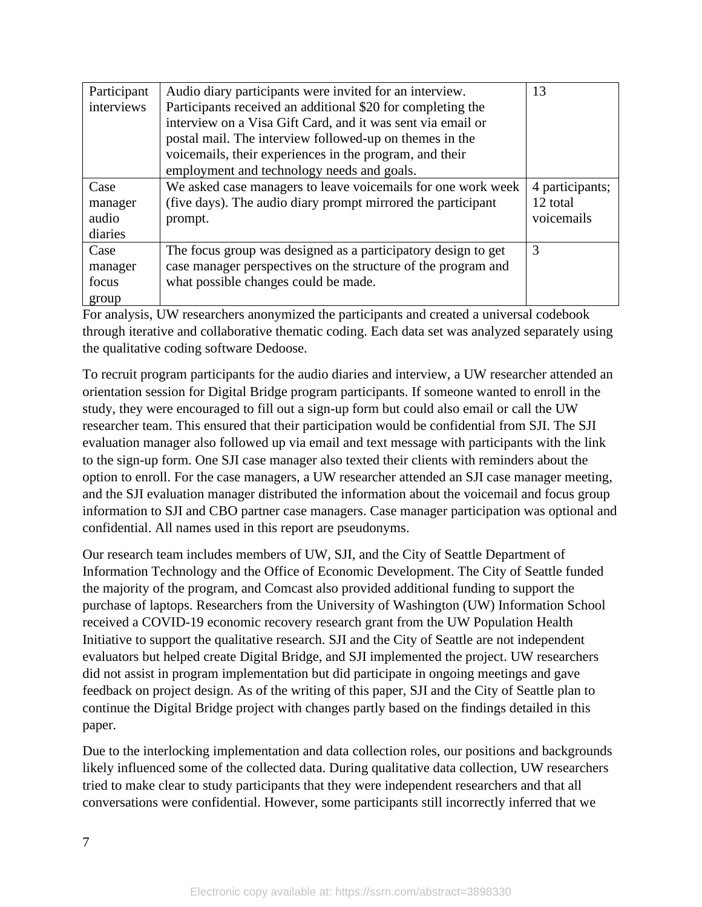| Participant interviews | Audio diary participants were invited for an interview. Participants received an additional $20 for completing the interview on a Visa Gift Card, and it was sent via email or postal mail. The interview followed-up on themes in the voicemails, their experiences in the program, and their employment and technology needs and goals. | 13 |
|---|---|---|
| Case manager audio diaries | We asked case managers to leave voicemails for one work week (five days). The audio diary prompt mirrored the participant prompt. | 4 participants; 12 total voicemails |
| Case manager focus group | The focus group was designed as a participatory design to get case manager perspectives on the structure of the program and what possible changes could be made. | 3 |

For analysis, UW researchers anonymized the participants and created a universal codebook through iterative and collaborative thematic coding. Each data set was analyzed separately using the qualitative coding software Dedoose.

To recruit program participants for the audio diaries and interview, a UW researcher attended an orientation session for Digital Bridge program participants. If someone wanted to enroll in the study, they were encouraged to fill out a sign-up form but could also email or call the UW researcher team. This ensured that their participation would be confidential from SJI. The SJI evaluation manager also followed up via email and text message with participants with the link to the sign-up form. One SJI case manager also texted their clients with reminders about the option to enroll. For the case managers, a UW researcher attended an SJI case manager meeting, and the SJI evaluation manager distributed the information about the voicemail and focus group information to SJI and CBO partner case managers. Case manager participation was optional and confidential. All names used in this report are pseudonyms.

Our research team includes members of UW, SJI, and the City of Seattle Department of Information Technology and the Office of Economic Development. The City of Seattle funded the majority of the program, and Comcast also provided additional funding to support the purchase of laptops. Researchers from the University of Washington (UW) Information School received a COVID-19 economic recovery research grant from the UW Population Health Initiative to support the qualitative research. SJI and the City of Seattle are not independent evaluators but helped create Digital Bridge, and SJI implemented the project. UW researchers did not assist in program implementation but did participate in ongoing meetings and gave feedback on project design. As of the writing of this paper, SJI and the City of Seattle plan to continue the Digital Bridge project with changes partly based on the findings detailed in this paper.

Due to the interlocking implementation and data collection roles, our positions and backgrounds likely influenced some of the collected data. During qualitative data collection, UW researchers tried to make clear to study participants that they were independent researchers and that all conversations were confidential. However, some participants still incorrectly inferred that we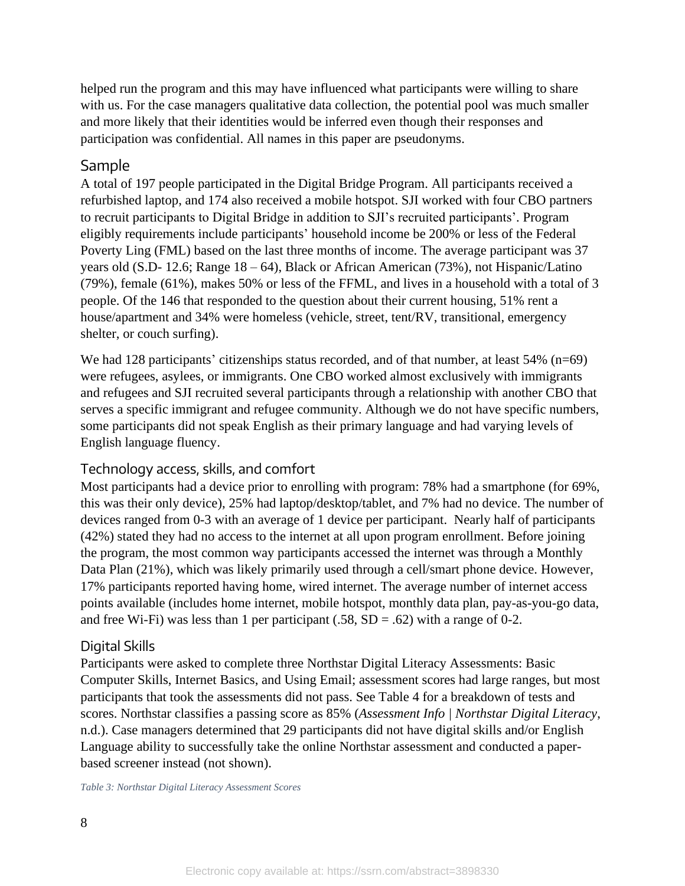helped run the program and this may have influenced what participants were willing to share with us. For the case managers qualitative data collection, the potential pool was much smaller and more likely that their identities would be inferred even though their responses and participation was confidential. All names in this paper are pseudonyms.

## Sample

A total of 197 people participated in the Digital Bridge Program. All participants received a refurbished laptop, and 174 also received a mobile hotspot. SJI worked with four CBO partners to recruit participants to Digital Bridge in addition to SJI's recruited participants'. Program eligibly requirements include participants' household income be 200% or less of the Federal Poverty Ling (FML) based on the last three months of income. The average participant was 37 years old (S.D- 12.6; Range 18 – 64), Black or African American (73%), not Hispanic/Latino (79%), female (61%), makes 50% or less of the FFML, and lives in a household with a total of 3 people. Of the 146 that responded to the question about their current housing, 51% rent a house/apartment and 34% were homeless (vehicle, street, tent/RV, transitional, emergency shelter, or couch surfing).

We had 128 participants' citizenships status recorded, and of that number, at least 54% (n=69) were refugees, asylees, or immigrants. One CBO worked almost exclusively with immigrants and refugees and SJI recruited several participants through a relationship with another CBO that serves a specific immigrant and refugee community. Although we do not have specific numbers, some participants did not speak English as their primary language and had varying levels of English language fluency.

### Technology access, skills, and comfort

Most participants had a device prior to enrolling with program: 78% had a smartphone (for 69%, this was their only device), 25% had laptop/desktop/tablet, and 7% had no device. The number of devices ranged from 0-3 with an average of 1 device per participant. Nearly half of participants (42%) stated they had no access to the internet at all upon program enrollment. Before joining the program, the most common way participants accessed the internet was through a Monthly Data Plan (21%), which was likely primarily used through a cell/smart phone device. However, 17% participants reported having home, wired internet. The average number of internet access points available (includes home internet, mobile hotspot, monthly data plan, pay-as-you-go data, and free Wi-Fi) was less than 1 per participant (.58, SD = .62) with a range of 0-2.

### Digital Skills

Participants were asked to complete three Northstar Digital Literacy Assessments: Basic Computer Skills, Internet Basics, and Using Email; assessment scores had large ranges, but most participants that took the assessments did not pass. See Table 4 for a breakdown of tests and scores. Northstar classifies a passing score as 85% (*Assessment Info | Northstar Digital Literacy*, n.d.). Case managers determined that 29 participants did not have digital skills and/or English Language ability to successfully take the online Northstar assessment and conducted a paper-based screener instead (not shown).

*Table 3: Northstar Digital Literacy Assessment Scores*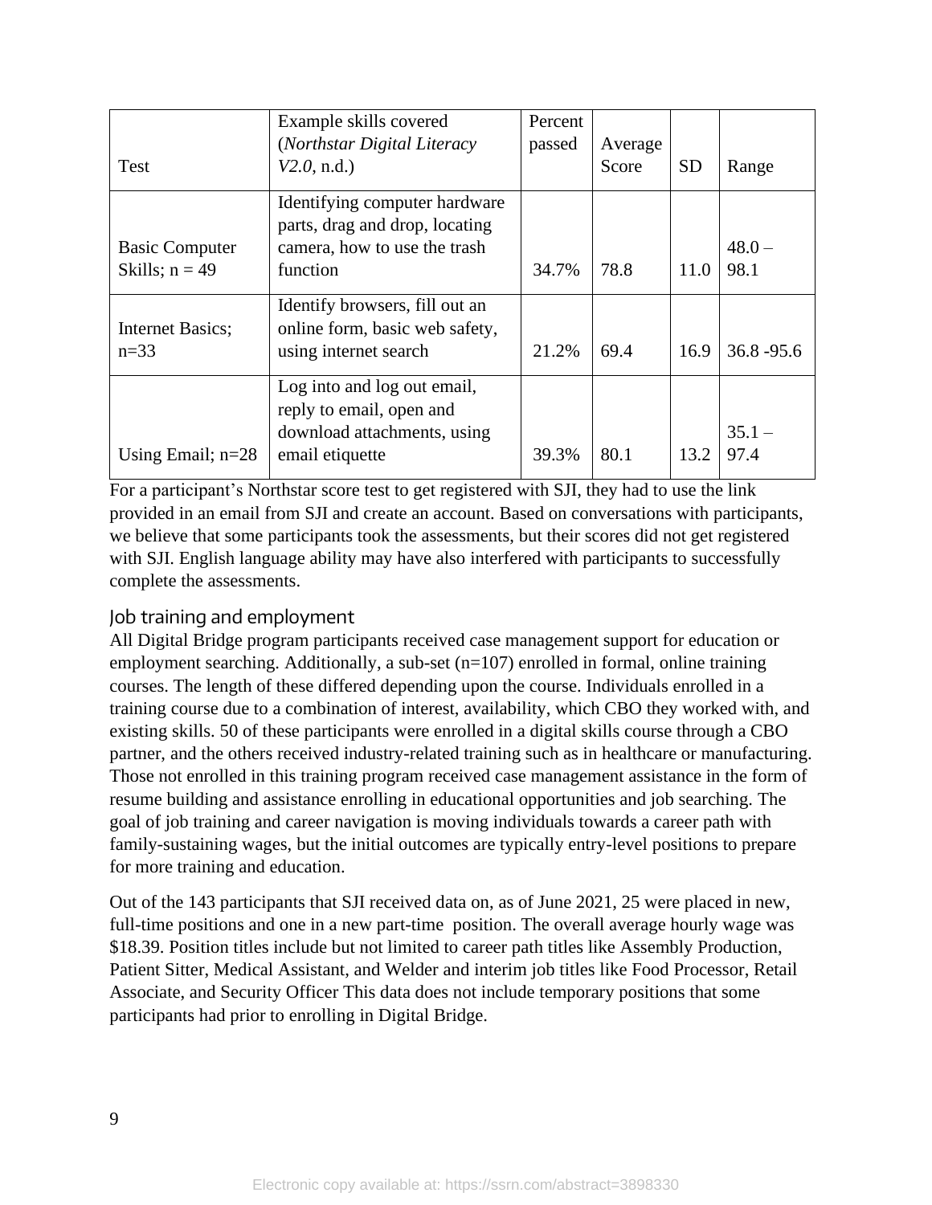| Test | Example skills covered (*Northstar Digital Literacy V2.0*, n.d.) | Percent passed | Average Score | SD | Range |
|---|---|---|---|---|---|
| Basic Computer Skills; n = 49 | Identifying computer hardware parts, drag and drop, locating camera, how to use the trash function | 34.7% | 78.8 | 11.0 | 48.0 – 98.1 |
| Internet Basics; n=33 | Identify browsers, fill out an online form, basic web safety, using internet search | 21.2% | 69.4 | 16.9 | 36.8 -95.6 |
| Using Email; n=28 | Log into and log out email, reply to email, open and download attachments, using email etiquette | 39.3% | 80.1 | 13.2 | 35.1 – 97.4 |

For a participant's Northstar score test to get registered with SJI, they had to use the link provided in an email from SJI and create an account. Based on conversations with participants, we believe that some participants took the assessments, but their scores did not get registered with SJI. English language ability may have also interfered with participants to successfully complete the assessments.

## Job training and employment

All Digital Bridge program participants received case management support for education or employment searching. Additionally, a sub-set (n=107) enrolled in formal, online training courses. The length of these differed depending upon the course. Individuals enrolled in a training course due to a combination of interest, availability, which CBO they worked with, and existing skills. 50 of these participants were enrolled in a digital skills course through a CBO partner, and the others received industry-related training such as in healthcare or manufacturing. Those not enrolled in this training program received case management assistance in the form of resume building and assistance enrolling in educational opportunities and job searching. The goal of job training and career navigation is moving individuals towards a career path with family-sustaining wages, but the initial outcomes are typically entry-level positions to prepare for more training and education.

Out of the 143 participants that SJI received data on, as of June 2021, 25 were placed in new, full-time positions and one in a new part-time position. The overall average hourly wage was $18.39. Position titles include but not limited to career path titles like Assembly Production, Patient Sitter, Medical Assistant, and Welder and interim job titles like Food Processor, Retail Associate, and Security Officer This data does not include temporary positions that some participants had prior to enrolling in Digital Bridge.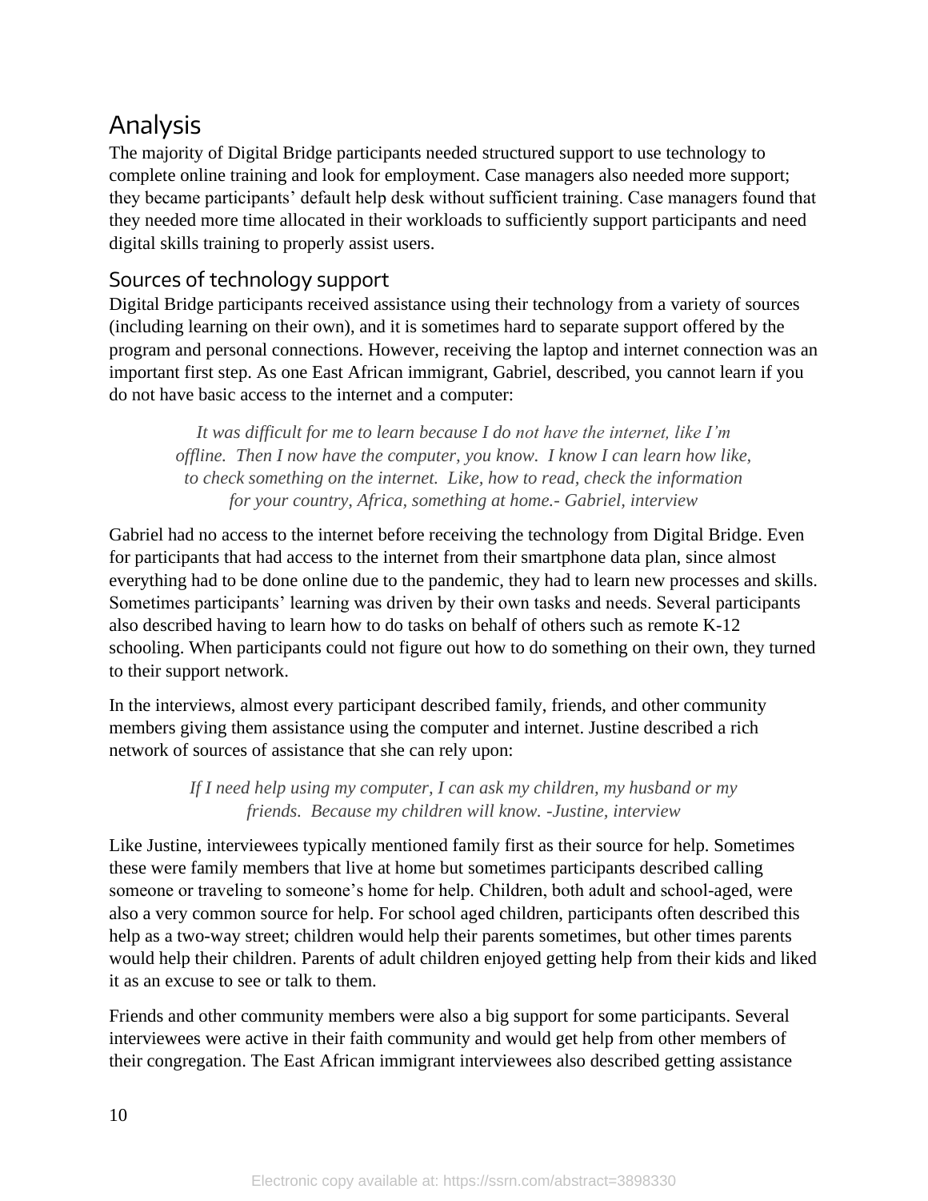## Analysis

The majority of Digital Bridge participants needed structured support to use technology to complete online training and look for employment. Case managers also needed more support; they became participants' default help desk without sufficient training. Case managers found that they needed more time allocated in their workloads to sufficiently support participants and need digital skills training to properly assist users.

### Sources of technology support

Digital Bridge participants received assistance using their technology from a variety of sources (including learning on their own), and it is sometimes hard to separate support offered by the program and personal connections. However, receiving the laptop and internet connection was an important first step. As one East African immigrant, Gabriel, described, you cannot learn if you do not have basic access to the internet and a computer:

> *It was difficult for me to learn because I do not have the internet, like I'm offline. Then I now have the computer, you know. I know I can learn how like, to check something on the internet. Like, how to read, check the information for your country, Africa, something at home.- Gabriel, interview*

Gabriel had no access to the internet before receiving the technology from Digital Bridge. Even for participants that had access to the internet from their smartphone data plan, since almost everything had to be done online due to the pandemic, they had to learn new processes and skills. Sometimes participants' learning was driven by their own tasks and needs. Several participants also described having to learn how to do tasks on behalf of others such as remote K-12 schooling. When participants could not figure out how to do something on their own, they turned to their support network.

In the interviews, almost every participant described family, friends, and other community members giving them assistance using the computer and internet. Justine described a rich network of sources of assistance that she can rely upon:

> *If I need help using my computer, I can ask my children, my husband or my friends. Because my children will know. -Justine, interview*

Like Justine, interviewees typically mentioned family first as their source for help. Sometimes these were family members that live at home but sometimes participants described calling someone or traveling to someone's home for help. Children, both adult and school-aged, were also a very common source for help. For school aged children, participants often described this help as a two-way street; children would help their parents sometimes, but other times parents would help their children. Parents of adult children enjoyed getting help from their kids and liked it as an excuse to see or talk to them.

Friends and other community members were also a big support for some participants. Several interviewees were active in their faith community and would get help from other members of their congregation. The East African immigrant interviewees also described getting assistance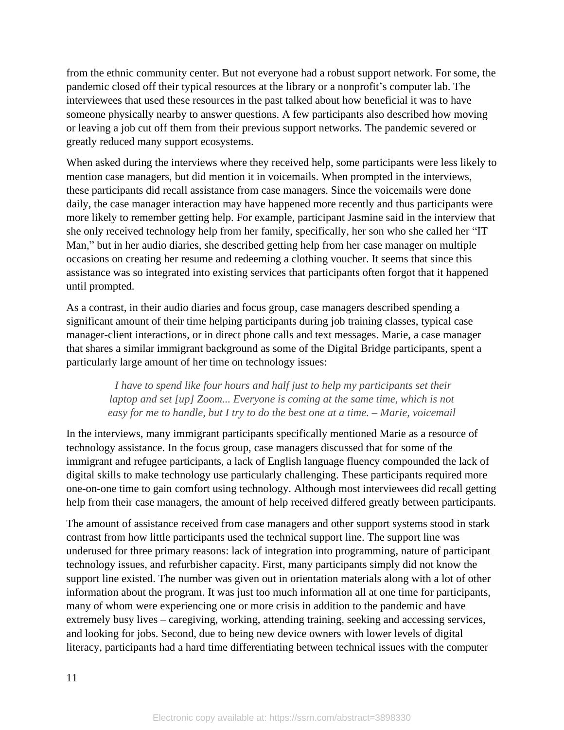from the ethnic community center. But not everyone had a robust support network. For some, the pandemic closed off their typical resources at the library or a nonprofit's computer lab. The interviewees that used these resources in the past talked about how beneficial it was to have someone physically nearby to answer questions. A few participants also described how moving or leaving a job cut off them from their previous support networks. The pandemic severed or greatly reduced many support ecosystems.

When asked during the interviews where they received help, some participants were less likely to mention case managers, but did mention it in voicemails. When prompted in the interviews, these participants did recall assistance from case managers. Since the voicemails were done daily, the case manager interaction may have happened more recently and thus participants were more likely to remember getting help. For example, participant Jasmine said in the interview that she only received technology help from her family, specifically, her son who she called her "IT Man," but in her audio diaries, she described getting help from her case manager on multiple occasions on creating her resume and redeeming a clothing voucher. It seems that since this assistance was so integrated into existing services that participants often forgot that it happened until prompted.

As a contrast, in their audio diaries and focus group, case managers described spending a significant amount of their time helping participants during job training classes, typical case manager-client interactions, or in direct phone calls and text messages. Marie, a case manager that shares a similar immigrant background as some of the Digital Bridge participants, spent a particularly large amount of her time on technology issues:

> *I have to spend like four hours and half just to help my participants set their laptop and set [up] Zoom... Everyone is coming at the same time, which is not easy for me to handle, but I try to do the best one at a time. – Marie, voicemail*

In the interviews, many immigrant participants specifically mentioned Marie as a resource of technology assistance. In the focus group, case managers discussed that for some of the immigrant and refugee participants, a lack of English language fluency compounded the lack of digital skills to make technology use particularly challenging. These participants required more one-on-one time to gain comfort using technology. Although most interviewees did recall getting help from their case managers, the amount of help received differed greatly between participants.

The amount of assistance received from case managers and other support systems stood in stark contrast from how little participants used the technical support line. The support line was underused for three primary reasons: lack of integration into programming, nature of participant technology issues, and refurbisher capacity. First, many participants simply did not know the support line existed. The number was given out in orientation materials along with a lot of other information about the program. It was just too much information all at one time for participants, many of whom were experiencing one or more crisis in addition to the pandemic and have extremely busy lives – caregiving, working, attending training, seeking and accessing services, and looking for jobs. Second, due to being new device owners with lower levels of digital literacy, participants had a hard time differentiating between technical issues with the computer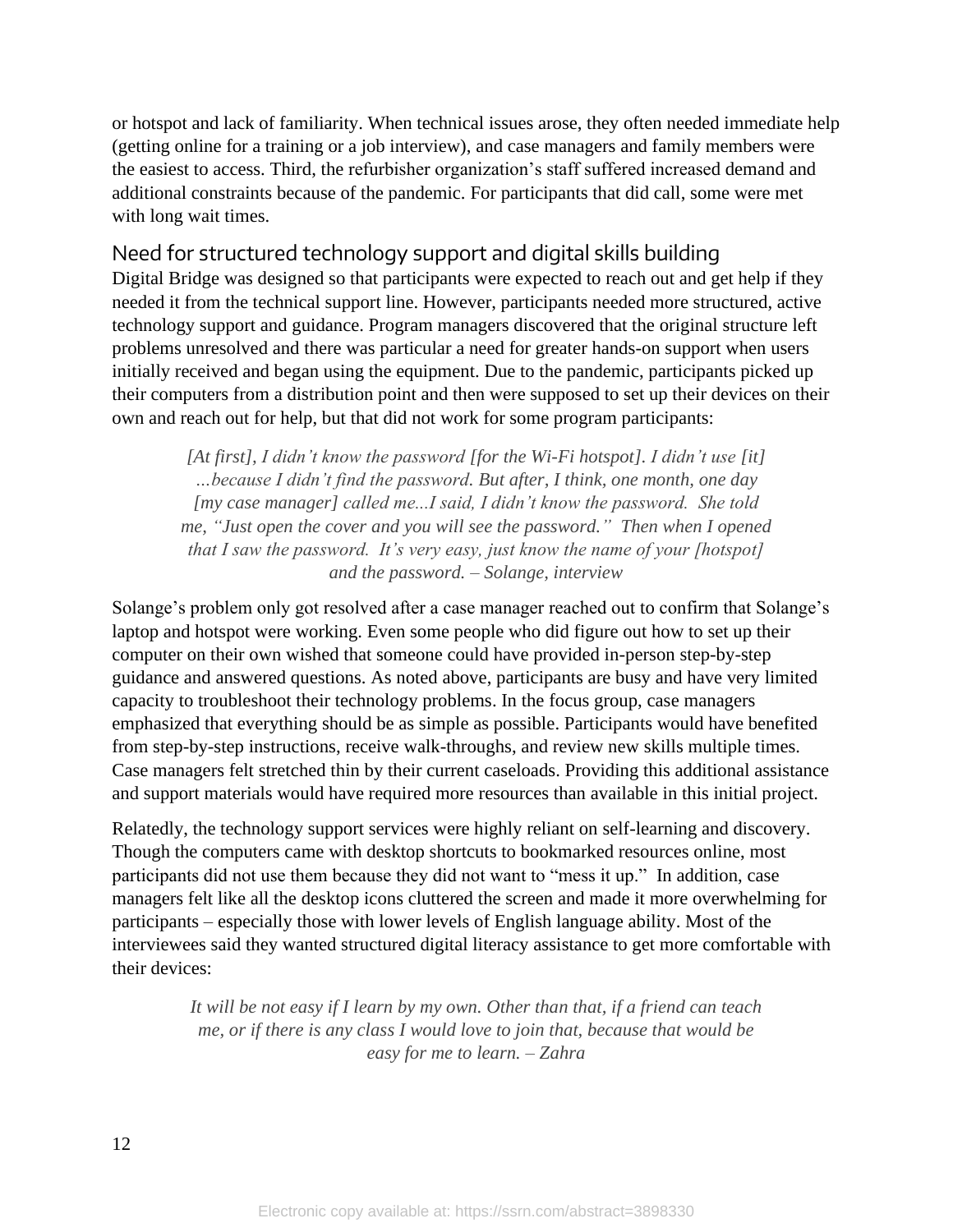or hotspot and lack of familiarity. When technical issues arose, they often needed immediate help (getting online for a training or a job interview), and case managers and family members were the easiest to access. Third, the refurbisher organization's staff suffered increased demand and additional constraints because of the pandemic. For participants that did call, some were met with long wait times.

## Need for structured technology support and digital skills building

Digital Bridge was designed so that participants were expected to reach out and get help if they needed it from the technical support line. However, participants needed more structured, active technology support and guidance. Program managers discovered that the original structure left problems unresolved and there was particular a need for greater hands-on support when users initially received and began using the equipment. Due to the pandemic, participants picked up their computers from a distribution point and then were supposed to set up their devices on their own and reach out for help, but that did not work for some program participants:

> *[At first], I didn't know the password [for the Wi-Fi hotspot]. I didn't use [it] …because I didn't find the password. But after, I think, one month, one day [my case manager] called me...I said, I didn't know the password. She told me, "Just open the cover and you will see the password." Then when I opened that I saw the password. It's very easy, just know the name of your [hotspot] and the password. – Solange, interview*

Solange's problem only got resolved after a case manager reached out to confirm that Solange's laptop and hotspot were working. Even some people who did figure out how to set up their computer on their own wished that someone could have provided in-person step-by-step guidance and answered questions. As noted above, participants are busy and have very limited capacity to troubleshoot their technology problems. In the focus group, case managers emphasized that everything should be as simple as possible. Participants would have benefited from step-by-step instructions, receive walk-throughs, and review new skills multiple times. Case managers felt stretched thin by their current caseloads. Providing this additional assistance and support materials would have required more resources than available in this initial project.

Relatedly, the technology support services were highly reliant on self-learning and discovery. Though the computers came with desktop shortcuts to bookmarked resources online, most participants did not use them because they did not want to "mess it up." In addition, case managers felt like all the desktop icons cluttered the screen and made it more overwhelming for participants – especially those with lower levels of English language ability. Most of the interviewees said they wanted structured digital literacy assistance to get more comfortable with their devices:

> *It will be not easy if I learn by my own. Other than that, if a friend can teach me, or if there is any class I would love to join that, because that would be easy for me to learn. – Zahra*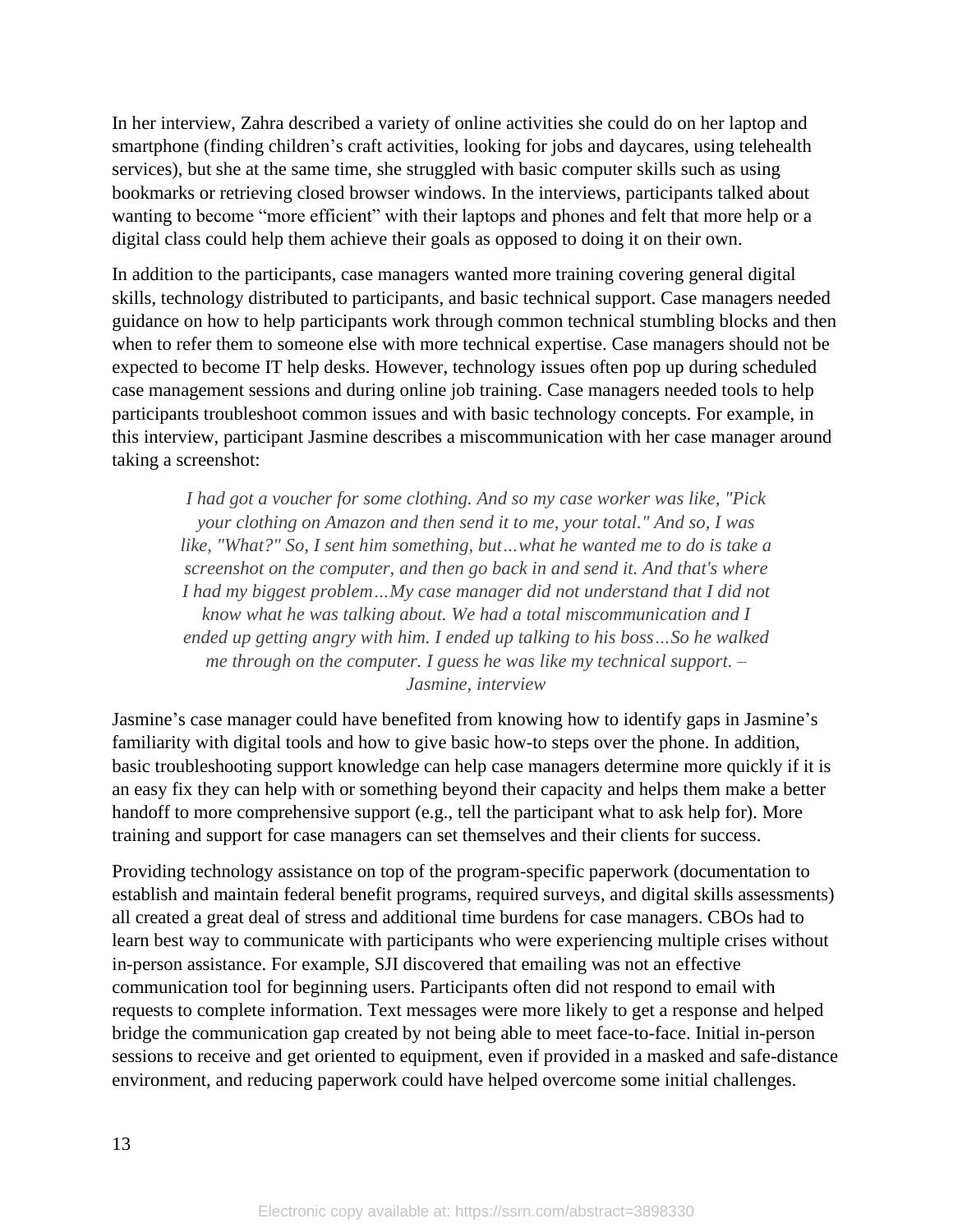In her interview, Zahra described a variety of online activities she could do on her laptop and smartphone (finding children's craft activities, looking for jobs and daycares, using telehealth services), but she at the same time, she struggled with basic computer skills such as using bookmarks or retrieving closed browser windows. In the interviews, participants talked about wanting to become "more efficient" with their laptops and phones and felt that more help or a digital class could help them achieve their goals as opposed to doing it on their own.

In addition to the participants, case managers wanted more training covering general digital skills, technology distributed to participants, and basic technical support. Case managers needed guidance on how to help participants work through common technical stumbling blocks and then when to refer them to someone else with more technical expertise. Case managers should not be expected to become IT help desks. However, technology issues often pop up during scheduled case management sessions and during online job training. Case managers needed tools to help participants troubleshoot common issues and with basic technology concepts. For example, in this interview, participant Jasmine describes a miscommunication with her case manager around taking a screenshot:

> *I had got a voucher for some clothing. And so my case worker was like, "Pick your clothing on Amazon and then send it to me, your total." And so, I was like, "What?" So, I sent him something, but…what he wanted me to do is take a screenshot on the computer, and then go back in and send it. And that's where I had my biggest problem…My case manager did not understand that I did not know what he was talking about. We had a total miscommunication and I ended up getting angry with him. I ended up talking to his boss…So he walked me through on the computer. I guess he was like my technical support. – Jasmine, interview*

Jasmine's case manager could have benefited from knowing how to identify gaps in Jasmine's familiarity with digital tools and how to give basic how-to steps over the phone. In addition, basic troubleshooting support knowledge can help case managers determine more quickly if it is an easy fix they can help with or something beyond their capacity and helps them make a better handoff to more comprehensive support (e.g., tell the participant what to ask help for). More training and support for case managers can set themselves and their clients for success.

Providing technology assistance on top of the program-specific paperwork (documentation to establish and maintain federal benefit programs, required surveys, and digital skills assessments) all created a great deal of stress and additional time burdens for case managers. CBOs had to learn best way to communicate with participants who were experiencing multiple crises without in-person assistance. For example, SJI discovered that emailing was not an effective communication tool for beginning users. Participants often did not respond to email with requests to complete information. Text messages were more likely to get a response and helped bridge the communication gap created by not being able to meet face-to-face. Initial in-person sessions to receive and get oriented to equipment, even if provided in a masked and safe-distance environment, and reducing paperwork could have helped overcome some initial challenges.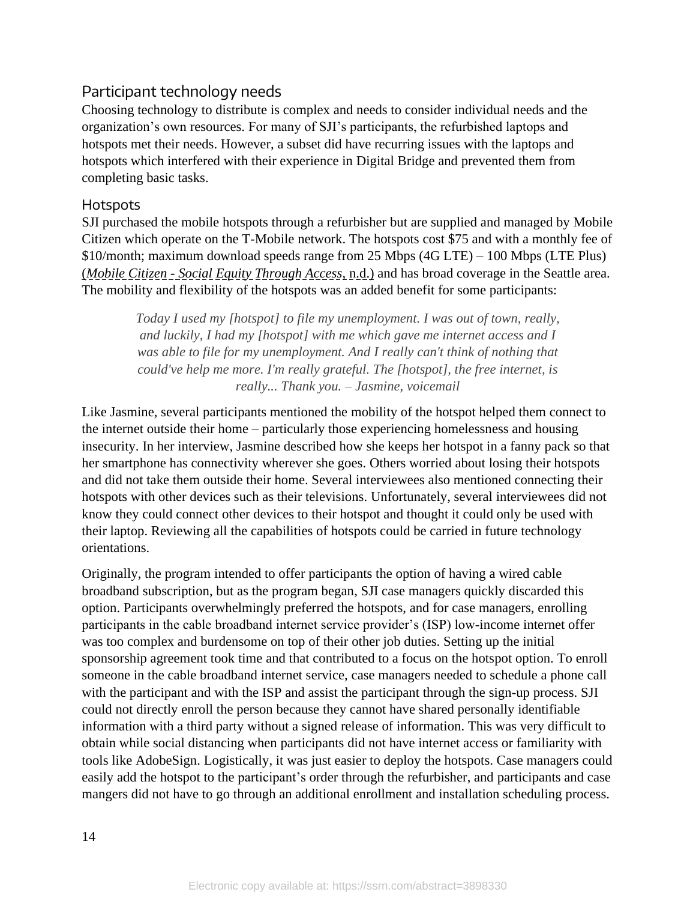## Participant technology needs

Choosing technology to distribute is complex and needs to consider individual needs and the organization's own resources. For many of SJI's participants, the refurbished laptops and hotspots met their needs. However, a subset did have recurring issues with the laptops and hotspots which interfered with their experience in Digital Bridge and prevented them from completing basic tasks.

### Hotspots

SJI purchased the mobile hotspots through a refurbisher but are supplied and managed by Mobile Citizen which operate on the T-Mobile network. The hotspots cost $75 and with a monthly fee of $10/month; maximum download speeds range from 25 Mbps (4G LTE) – 100 Mbps (LTE Plus) (*Mobile Citizen - Social Equity Through Access*, n.d.) and has broad coverage in the Seattle area. The mobility and flexibility of the hotspots was an added benefit for some participants:

> *Today I used my [hotspot] to file my unemployment. I was out of town, really, and luckily, I had my [hotspot] with me which gave me internet access and I was able to file for my unemployment. And I really can't think of nothing that could've help me more. I'm really grateful. The [hotspot], the free internet, is really... Thank you. – Jasmine, voicemail*

Like Jasmine, several participants mentioned the mobility of the hotspot helped them connect to the internet outside their home – particularly those experiencing homelessness and housing insecurity. In her interview, Jasmine described how she keeps her hotspot in a fanny pack so that her smartphone has connectivity wherever she goes. Others worried about losing their hotspots and did not take them outside their home. Several interviewees also mentioned connecting their hotspots with other devices such as their televisions. Unfortunately, several interviewees did not know they could connect other devices to their hotspot and thought it could only be used with their laptop. Reviewing all the capabilities of hotspots could be carried in future technology orientations.

Originally, the program intended to offer participants the option of having a wired cable broadband subscription, but as the program began, SJI case managers quickly discarded this option. Participants overwhelmingly preferred the hotspots, and for case managers, enrolling participants in the cable broadband internet service provider's (ISP) low-income internet offer was too complex and burdensome on top of their other job duties. Setting up the initial sponsorship agreement took time and that contributed to a focus on the hotspot option. To enroll someone in the cable broadband internet service, case managers needed to schedule a phone call with the participant and with the ISP and assist the participant through the sign-up process. SJI could not directly enroll the person because they cannot have shared personally identifiable information with a third party without a signed release of information. This was very difficult to obtain while social distancing when participants did not have internet access or familiarity with tools like AdobeSign. Logistically, it was just easier to deploy the hotspots. Case managers could easily add the hotspot to the participant's order through the refurbisher, and participants and case mangers did not have to go through an additional enrollment and installation scheduling process.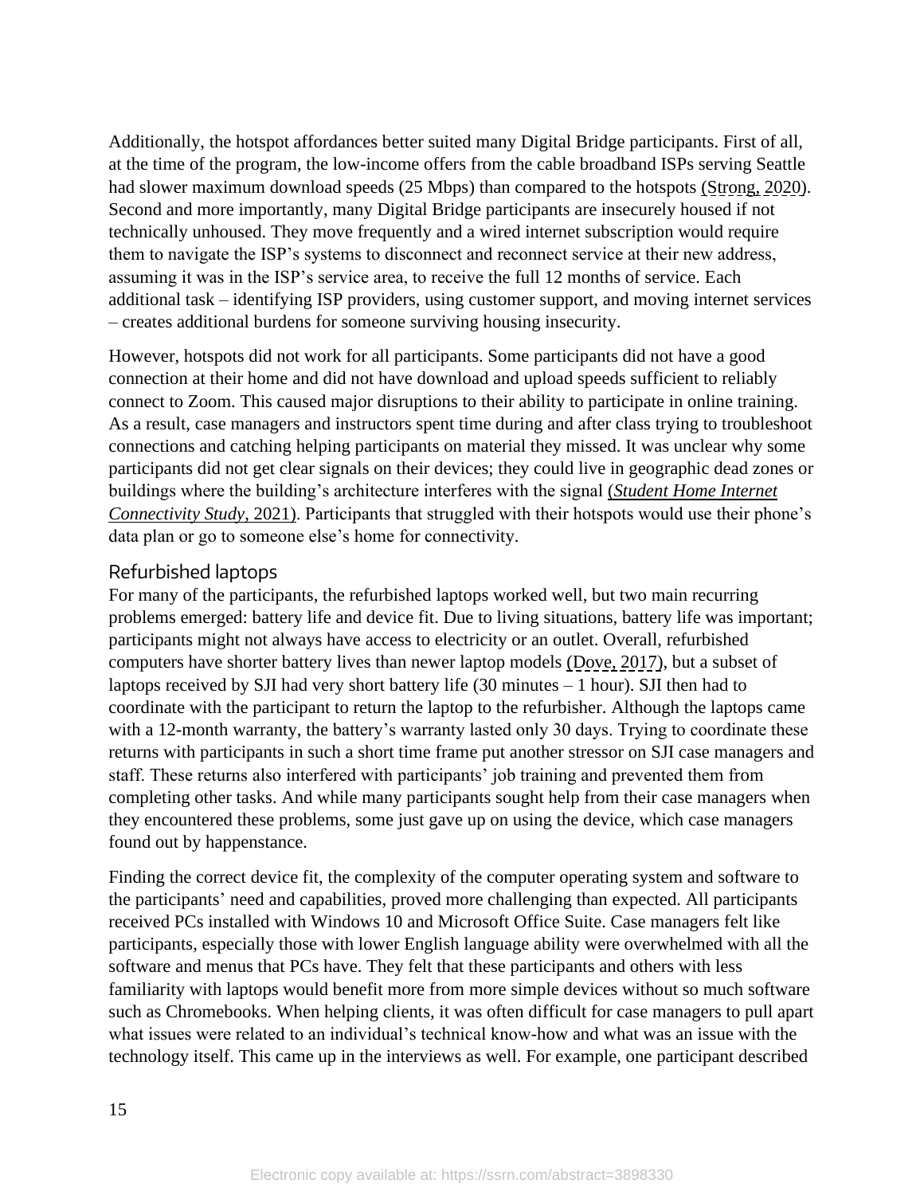Additionally, the hotspot affordances better suited many Digital Bridge participants. First of all, at the time of the program, the low-income offers from the cable broadband ISPs serving Seattle had slower maximum download speeds (25 Mbps) than compared to the hotspots (Strong, 2020). Second and more importantly, many Digital Bridge participants are insecurely housed if not technically unhoused. They move frequently and a wired internet subscription would require them to navigate the ISP's systems to disconnect and reconnect service at their new address, assuming it was in the ISP's service area, to receive the full 12 months of service. Each additional task – identifying ISP providers, using customer support, and moving internet services – creates additional burdens for someone surviving housing insecurity.

However, hotspots did not work for all participants. Some participants did not have a good connection at their home and did not have download and upload speeds sufficient to reliably connect to Zoom. This caused major disruptions to their ability to participate in online training. As a result, case managers and instructors spent time during and after class trying to troubleshoot connections and catching helping participants on material they missed. It was unclear why some participants did not get clear signals on their devices; they could live in geographic dead zones or buildings where the building's architecture interferes with the signal (*Student Home Internet Connectivity Study*, 2021). Participants that struggled with their hotspots would use their phone's data plan or go to someone else's home for connectivity.

### Refurbished laptops

For many of the participants, the refurbished laptops worked well, but two main recurring problems emerged: battery life and device fit. Due to living situations, battery life was important; participants might not always have access to electricity or an outlet. Overall, refurbished computers have shorter battery lives than newer laptop models (Dove, 2017), but a subset of laptops received by SJI had very short battery life (30 minutes – 1 hour). SJI then had to coordinate with the participant to return the laptop to the refurbisher. Although the laptops came with a 12-month warranty, the battery's warranty lasted only 30 days. Trying to coordinate these returns with participants in such a short time frame put another stressor on SJI case managers and staff. These returns also interfered with participants' job training and prevented them from completing other tasks. And while many participants sought help from their case managers when they encountered these problems, some just gave up on using the device, which case managers found out by happenstance.

Finding the correct device fit, the complexity of the computer operating system and software to the participants' need and capabilities, proved more challenging than expected. All participants received PCs installed with Windows 10 and Microsoft Office Suite. Case managers felt like participants, especially those with lower English language ability were overwhelmed with all the software and menus that PCs have. They felt that these participants and others with less familiarity with laptops would benefit more from more simple devices without so much software such as Chromebooks. When helping clients, it was often difficult for case managers to pull apart what issues were related to an individual's technical know-how and what was an issue with the technology itself. This came up in the interviews as well. For example, one participant described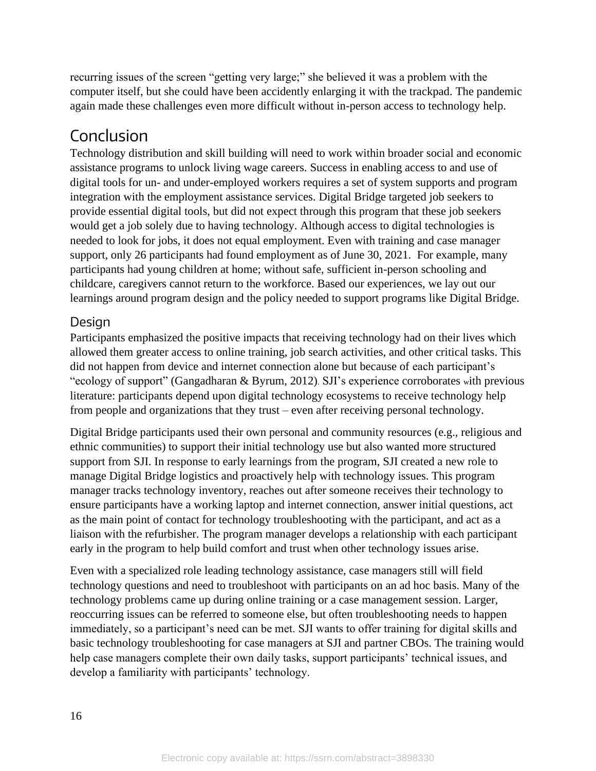recurring issues of the screen "getting very large;" she believed it was a problem with the computer itself, but she could have been accidently enlarging it with the trackpad. The pandemic again made these challenges even more difficult without in-person access to technology help.

## Conclusion

Technology distribution and skill building will need to work within broader social and economic assistance programs to unlock living wage careers. Success in enabling access to and use of digital tools for un- and under-employed workers requires a set of system supports and program integration with the employment assistance services. Digital Bridge targeted job seekers to provide essential digital tools, but did not expect through this program that these job seekers would get a job solely due to having technology. Although access to digital technologies is needed to look for jobs, it does not equal employment. Even with training and case manager support, only 26 participants had found employment as of June 30, 2021. For example, many participants had young children at home; without safe, sufficient in-person schooling and childcare, caregivers cannot return to the workforce. Based our experiences, we lay out our learnings around program design and the policy needed to support programs like Digital Bridge.

### Design

Participants emphasized the positive impacts that receiving technology had on their lives which allowed them greater access to online training, job search activities, and other critical tasks. This did not happen from device and internet connection alone but because of each participant's "ecology of support" (Gangadharan & Byrum, 2012). SJI's experience corroborates with previous literature: participants depend upon digital technology ecosystems to receive technology help from people and organizations that they trust – even after receiving personal technology.

Digital Bridge participants used their own personal and community resources (e.g., religious and ethnic communities) to support their initial technology use but also wanted more structured support from SJI. In response to early learnings from the program, SJI created a new role to manage Digital Bridge logistics and proactively help with technology issues. This program manager tracks technology inventory, reaches out after someone receives their technology to ensure participants have a working laptop and internet connection, answer initial questions, act as the main point of contact for technology troubleshooting with the participant, and act as a liaison with the refurbisher. The program manager develops a relationship with each participant early in the program to help build comfort and trust when other technology issues arise.

Even with a specialized role leading technology assistance, case managers still will field technology questions and need to troubleshoot with participants on an ad hoc basis. Many of the technology problems came up during online training or a case management session. Larger, reoccurring issues can be referred to someone else, but often troubleshooting needs to happen immediately, so a participant's need can be met. SJI wants to offer training for digital skills and basic technology troubleshooting for case managers at SJI and partner CBOs. The training would help case managers complete their own daily tasks, support participants' technical issues, and develop a familiarity with participants' technology.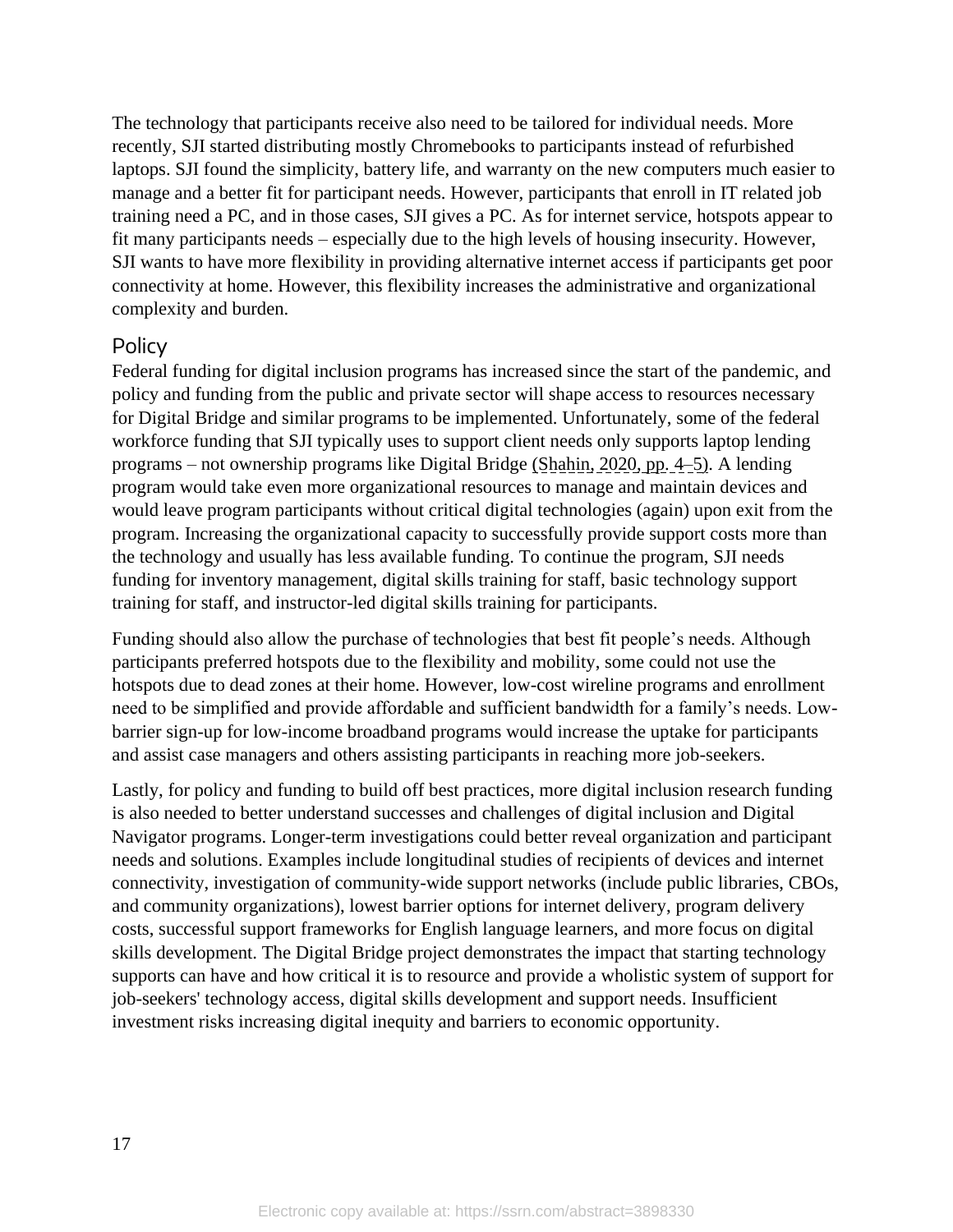The technology that participants receive also need to be tailored for individual needs. More recently, SJI started distributing mostly Chromebooks to participants instead of refurbished laptops. SJI found the simplicity, battery life, and warranty on the new computers much easier to manage and a better fit for participant needs. However, participants that enroll in IT related job training need a PC, and in those cases, SJI gives a PC. As for internet service, hotspots appear to fit many participants needs – especially due to the high levels of housing insecurity. However, SJI wants to have more flexibility in providing alternative internet access if participants get poor connectivity at home. However, this flexibility increases the administrative and organizational complexity and burden.

## Policy

Federal funding for digital inclusion programs has increased since the start of the pandemic, and policy and funding from the public and private sector will shape access to resources necessary for Digital Bridge and similar programs to be implemented. Unfortunately, some of the federal workforce funding that SJI typically uses to support client needs only supports laptop lending programs – not ownership programs like Digital Bridge (Shahin, 2020, pp. 4–5). A lending program would take even more organizational resources to manage and maintain devices and would leave program participants without critical digital technologies (again) upon exit from the program. Increasing the organizational capacity to successfully provide support costs more than the technology and usually has less available funding. To continue the program, SJI needs funding for inventory management, digital skills training for staff, basic technology support training for staff, and instructor-led digital skills training for participants.

Funding should also allow the purchase of technologies that best fit people's needs. Although participants preferred hotspots due to the flexibility and mobility, some could not use the hotspots due to dead zones at their home. However, low-cost wireline programs and enrollment need to be simplified and provide affordable and sufficient bandwidth for a family's needs. Low-barrier sign-up for low-income broadband programs would increase the uptake for participants and assist case managers and others assisting participants in reaching more job-seekers.

Lastly, for policy and funding to build off best practices, more digital inclusion research funding is also needed to better understand successes and challenges of digital inclusion and Digital Navigator programs. Longer-term investigations could better reveal organization and participant needs and solutions. Examples include longitudinal studies of recipients of devices and internet connectivity, investigation of community-wide support networks (include public libraries, CBOs, and community organizations), lowest barrier options for internet delivery, program delivery costs, successful support frameworks for English language learners, and more focus on digital skills development. The Digital Bridge project demonstrates the impact that starting technology supports can have and how critical it is to resource and provide a wholistic system of support for job-seekers' technology access, digital skills development and support needs. Insufficient investment risks increasing digital inequity and barriers to economic opportunity.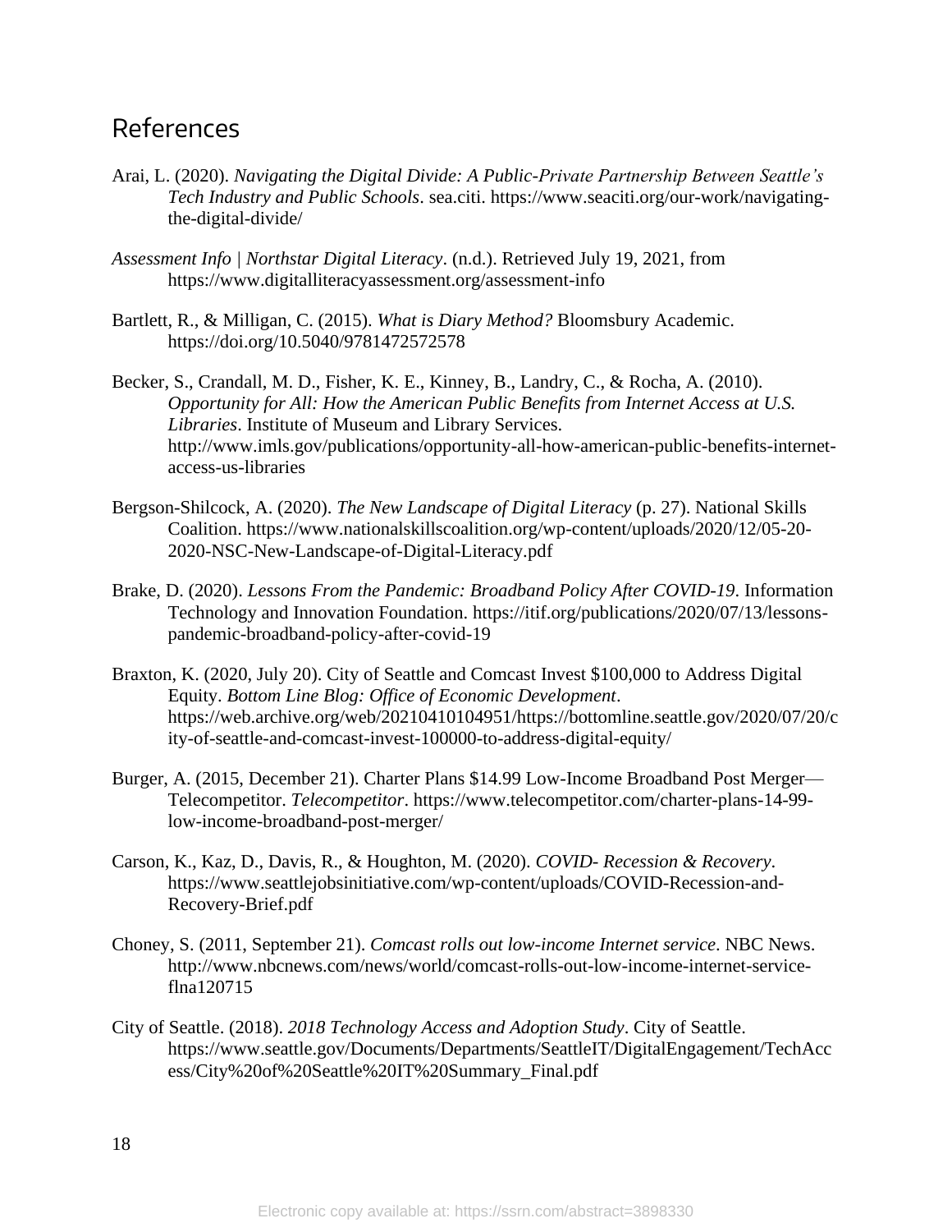## References

Arai, L. (2020). *Navigating the Digital Divide: A Public-Private Partnership Between Seattle's Tech Industry and Public Schools*. sea.citi. https://www.seaciti.org/our-work/navigating-the-digital-divide/

*Assessment Info | Northstar Digital Literacy*. (n.d.). Retrieved July 19, 2021, from https://www.digitalliteracyassessment.org/assessment-info

Bartlett, R., & Milligan, C. (2015). *What is Diary Method?* Bloomsbury Academic. https://doi.org/10.5040/9781472572578

Becker, S., Crandall, M. D., Fisher, K. E., Kinney, B., Landry, C., & Rocha, A. (2010). *Opportunity for All: How the American Public Benefits from Internet Access at U.S. Libraries*. Institute of Museum and Library Services. http://www.imls.gov/publications/opportunity-all-how-american-public-benefits-internet-access-us-libraries

Bergson-Shilcock, A. (2020). *The New Landscape of Digital Literacy* (p. 27). National Skills Coalition. https://www.nationalskillscoalition.org/wp-content/uploads/2020/12/05-20-2020-NSC-New-Landscape-of-Digital-Literacy.pdf

Brake, D. (2020). *Lessons From the Pandemic: Broadband Policy After COVID-19*. Information Technology and Innovation Foundation. https://itif.org/publications/2020/07/13/lessons-pandemic-broadband-policy-after-covid-19

Braxton, K. (2020, July 20). City of Seattle and Comcast Invest $100,000 to Address Digital Equity. *Bottom Line Blog: Office of Economic Development*. https://web.archive.org/web/20210410104951/https://bottomline.seattle.gov/2020/07/20/city-of-seattle-and-comcast-invest-100000-to-address-digital-equity/

Burger, A. (2015, December 21). Charter Plans $14.99 Low-Income Broadband Post Merger—Telecompetitor. *Telecompetitor*. https://www.telecompetitor.com/charter-plans-14-99-low-income-broadband-post-merger/

Carson, K., Kaz, D., Davis, R., & Houghton, M. (2020). *COVID- Recession & Recovery*. https://www.seattlejobsinitiative.com/wp-content/uploads/COVID-Recession-and-Recovery-Brief.pdf

Choney, S. (2011, September 21). *Comcast rolls out low-income Internet service*. NBC News. http://www.nbcnews.com/news/world/comcast-rolls-out-low-income-internet-service-flna120715

City of Seattle. (2018). *2018 Technology Access and Adoption Study*. City of Seattle. https://www.seattle.gov/Documents/Departments/SeattleIT/DigitalEngagement/TechAccess/City%20of%20Seattle%20IT%20Summary_Final.pdf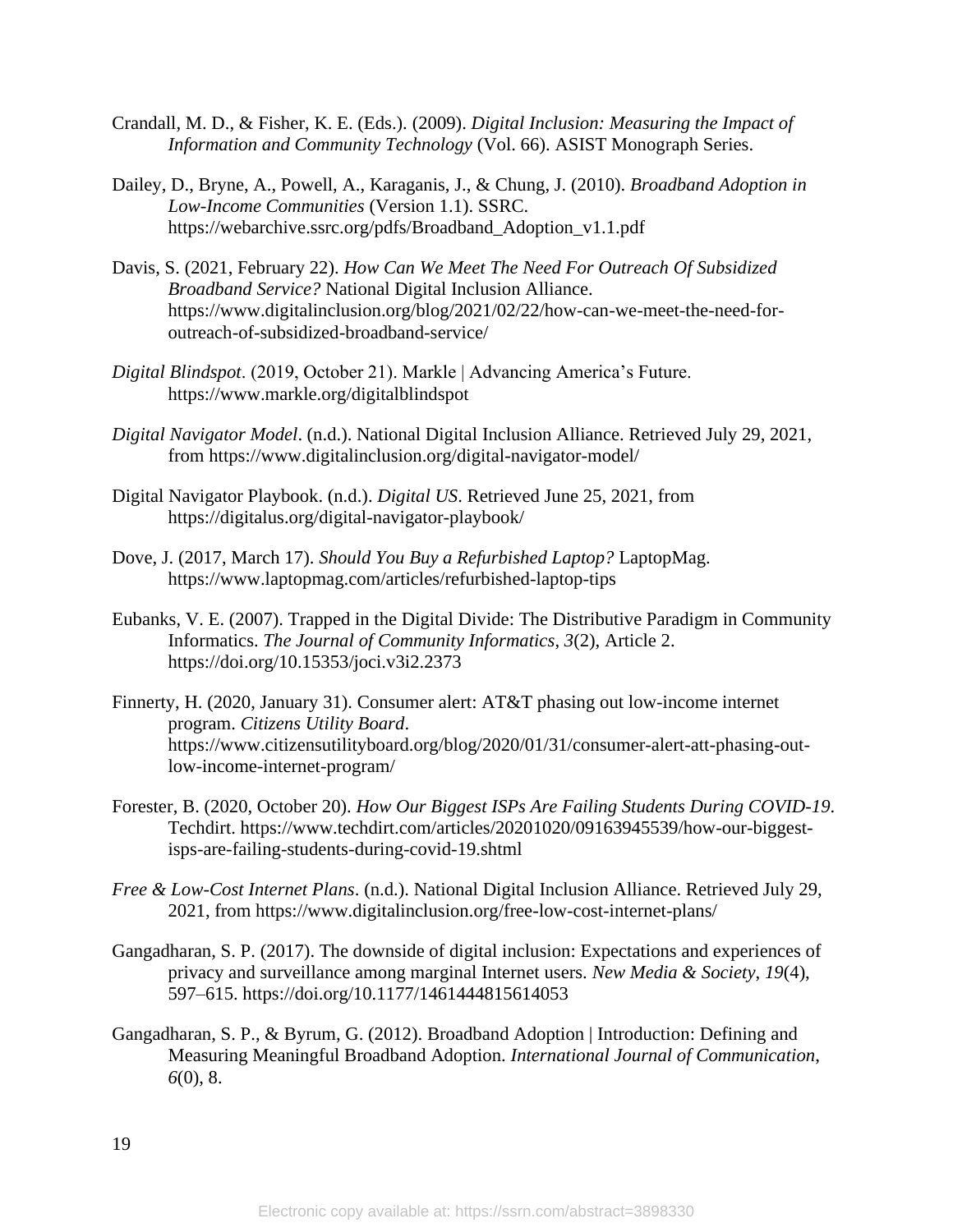Crandall, M. D., & Fisher, K. E. (Eds.). (2009). *Digital Inclusion: Measuring the Impact of Information and Community Technology* (Vol. 66). ASIST Monograph Series.

Dailey, D., Bryne, A., Powell, A., Karaganis, J., & Chung, J. (2010). *Broadband Adoption in Low-Income Communities* (Version 1.1). SSRC. https://webarchive.ssrc.org/pdfs/Broadband_Adoption_v1.1.pdf

Davis, S. (2021, February 22). *How Can We Meet The Need For Outreach Of Subsidized Broadband Service?* National Digital Inclusion Alliance. https://www.digitalinclusion.org/blog/2021/02/22/how-can-we-meet-the-need-for-outreach-of-subsidized-broadband-service/

*Digital Blindspot*. (2019, October 21). Markle | Advancing America's Future. https://www.markle.org/digitalblindspot

*Digital Navigator Model*. (n.d.). National Digital Inclusion Alliance. Retrieved July 29, 2021, from https://www.digitalinclusion.org/digital-navigator-model/

Digital Navigator Playbook. (n.d.). *Digital US*. Retrieved June 25, 2021, from https://digitalus.org/digital-navigator-playbook/

Dove, J. (2017, March 17). *Should You Buy a Refurbished Laptop?* LaptopMag. https://www.laptopmag.com/articles/refurbished-laptop-tips

Eubanks, V. E. (2007). Trapped in the Digital Divide: The Distributive Paradigm in Community Informatics. *The Journal of Community Informatics*, *3*(2), Article 2. https://doi.org/10.15353/joci.v3i2.2373

Finnerty, H. (2020, January 31). Consumer alert: AT&T phasing out low-income internet program. *Citizens Utility Board*. https://www.citizensutilityboard.org/blog/2020/01/31/consumer-alert-att-phasing-out-low-income-internet-program/

Forester, B. (2020, October 20). *How Our Biggest ISPs Are Failing Students During COVID-19*. Techdirt. https://www.techdirt.com/articles/20201020/09163945539/how-our-biggest-isps-are-failing-students-during-covid-19.shtml

*Free & Low-Cost Internet Plans*. (n.d.). National Digital Inclusion Alliance. Retrieved July 29, 2021, from https://www.digitalinclusion.org/free-low-cost-internet-plans/

Gangadharan, S. P. (2017). The downside of digital inclusion: Expectations and experiences of privacy and surveillance among marginal Internet users. *New Media & Society*, *19*(4), 597–615. https://doi.org/10.1177/1461444815614053

Gangadharan, S. P., & Byrum, G. (2012). Broadband Adoption | Introduction: Defining and Measuring Meaningful Broadband Adoption. *International Journal of Communication*, *6*(0), 8.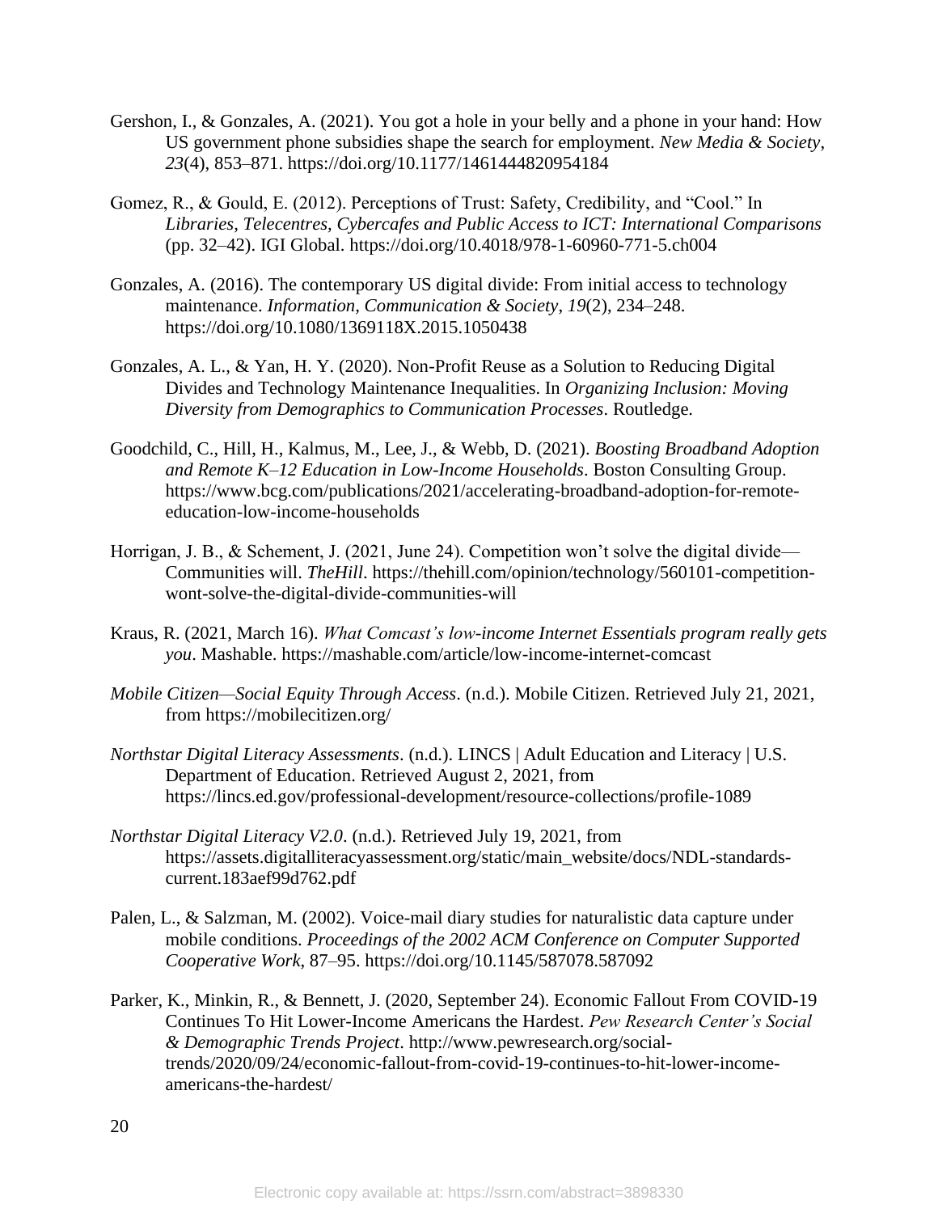Gershon, I., & Gonzales, A. (2021). You got a hole in your belly and a phone in your hand: How US government phone subsidies shape the search for employment. *New Media & Society*, *23*(4), 853–871. https://doi.org/10.1177/1461444820954184

Gomez, R., & Gould, E. (2012). Perceptions of Trust: Safety, Credibility, and "Cool." In *Libraries, Telecentres, Cybercafes and Public Access to ICT: International Comparisons* (pp. 32–42). IGI Global. https://doi.org/10.4018/978-1-60960-771-5.ch004

Gonzales, A. (2016). The contemporary US digital divide: From initial access to technology maintenance. *Information, Communication & Society*, *19*(2), 234–248. https://doi.org/10.1080/1369118X.2015.1050438

Gonzales, A. L., & Yan, H. Y. (2020). Non-Profit Reuse as a Solution to Reducing Digital Divides and Technology Maintenance Inequalities. In *Organizing Inclusion: Moving Diversity from Demographics to Communication Processes*. Routledge.

Goodchild, C., Hill, H., Kalmus, M., Lee, J., & Webb, D. (2021). *Boosting Broadband Adoption and Remote K–12 Education in Low-Income Households*. Boston Consulting Group. https://www.bcg.com/publications/2021/accelerating-broadband-adoption-for-remote-education-low-income-households

Horrigan, J. B., & Schement, J. (2021, June 24). Competition won't solve the digital divide—Communities will. *TheHill*. https://thehill.com/opinion/technology/560101-competition-wont-solve-the-digital-divide-communities-will

Kraus, R. (2021, March 16). *What Comcast's low-income Internet Essentials program really gets you*. Mashable. https://mashable.com/article/low-income-internet-comcast

*Mobile Citizen—Social Equity Through Access*. (n.d.). Mobile Citizen. Retrieved July 21, 2021, from https://mobilecitizen.org/

*Northstar Digital Literacy Assessments*. (n.d.). LINCS | Adult Education and Literacy | U.S. Department of Education. Retrieved August 2, 2021, from https://lincs.ed.gov/professional-development/resource-collections/profile-1089

*Northstar Digital Literacy V2.0*. (n.d.). Retrieved July 19, 2021, from https://assets.digitalliteracyassessment.org/static/main_website/docs/NDL-standards-current.183aef99d762.pdf

Palen, L., & Salzman, M. (2002). Voice-mail diary studies for naturalistic data capture under mobile conditions. *Proceedings of the 2002 ACM Conference on Computer Supported Cooperative Work*, 87–95. https://doi.org/10.1145/587078.587092

Parker, K., Minkin, R., & Bennett, J. (2020, September 24). Economic Fallout From COVID-19 Continues To Hit Lower-Income Americans the Hardest. *Pew Research Center's Social & Demographic Trends Project*. http://www.pewresearch.org/social-trends/2020/09/24/economic-fallout-from-covid-19-continues-to-hit-lower-income-americans-the-hardest/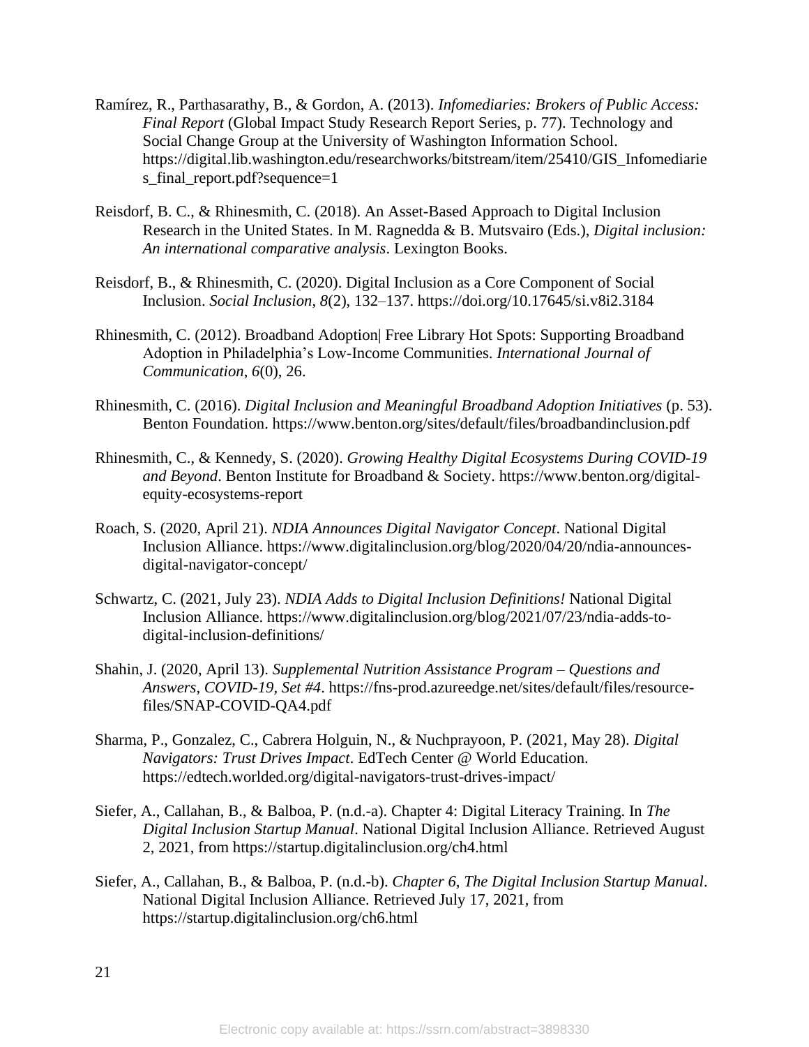Ramírez, R., Parthasarathy, B., & Gordon, A. (2013). *Infomediaries: Brokers of Public Access: Final Report* (Global Impact Study Research Report Series, p. 77). Technology and Social Change Group at the University of Washington Information School. https://digital.lib.washington.edu/researchworks/bitstream/item/25410/GIS_Infomediaries_final_report.pdf?sequence=1

Reisdorf, B. C., & Rhinesmith, C. (2018). An Asset-Based Approach to Digital Inclusion Research in the United States. In M. Ragnedda & B. Mutsvairo (Eds.), *Digital inclusion: An international comparative analysis*. Lexington Books.

Reisdorf, B., & Rhinesmith, C. (2020). Digital Inclusion as a Core Component of Social Inclusion. *Social Inclusion*, *8*(2), 132–137. https://doi.org/10.17645/si.v8i2.3184

Rhinesmith, C. (2012). Broadband Adoption| Free Library Hot Spots: Supporting Broadband Adoption in Philadelphia's Low-Income Communities. *International Journal of Communication*, *6*(0), 26.

Rhinesmith, C. (2016). *Digital Inclusion and Meaningful Broadband Adoption Initiatives* (p. 53). Benton Foundation. https://www.benton.org/sites/default/files/broadbandinclusion.pdf

Rhinesmith, C., & Kennedy, S. (2020). *Growing Healthy Digital Ecosystems During COVID-19 and Beyond*. Benton Institute for Broadband & Society. https://www.benton.org/digital-equity-ecosystems-report

Roach, S. (2020, April 21). *NDIA Announces Digital Navigator Concept*. National Digital Inclusion Alliance. https://www.digitalinclusion.org/blog/2020/04/20/ndia-announces-digital-navigator-concept/

Schwartz, C. (2021, July 23). *NDIA Adds to Digital Inclusion Definitions!* National Digital Inclusion Alliance. https://www.digitalinclusion.org/blog/2021/07/23/ndia-adds-to-digital-inclusion-definitions/

Shahin, J. (2020, April 13). *Supplemental Nutrition Assistance Program – Questions and Answers, COVID-19, Set #4*. https://fns-prod.azureedge.net/sites/default/files/resource-files/SNAP-COVID-QA4.pdf

Sharma, P., Gonzalez, C., Cabrera Holguin, N., & Nuchprayoon, P. (2021, May 28). *Digital Navigators: Trust Drives Impact*. EdTech Center @ World Education. https://edtech.worlded.org/digital-navigators-trust-drives-impact/

Siefer, A., Callahan, B., & Balboa, P. (n.d.-a). Chapter 4: Digital Literacy Training. In *The Digital Inclusion Startup Manual*. National Digital Inclusion Alliance. Retrieved August 2, 2021, from https://startup.digitalinclusion.org/ch4.html

Siefer, A., Callahan, B., & Balboa, P. (n.d.-b). *Chapter 6, The Digital Inclusion Startup Manual*. National Digital Inclusion Alliance. Retrieved July 17, 2021, from https://startup.digitalinclusion.org/ch6.html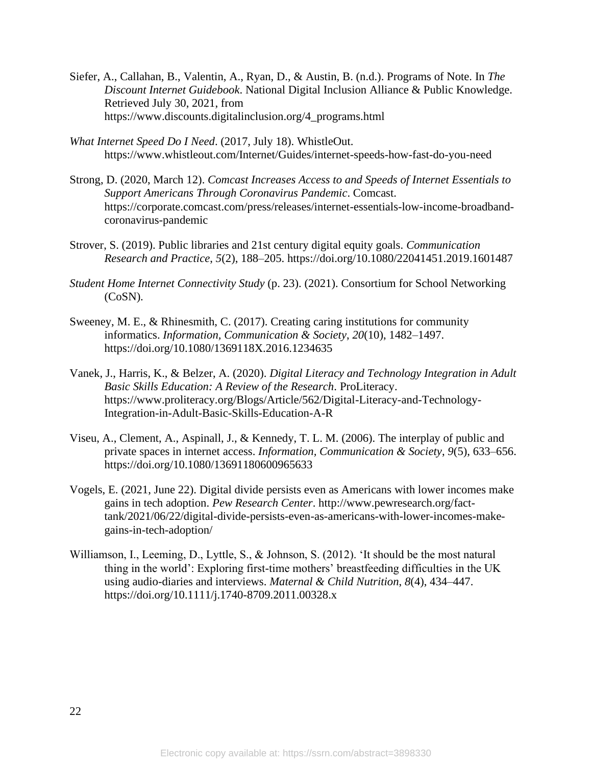Siefer, A., Callahan, B., Valentin, A., Ryan, D., & Austin, B. (n.d.). Programs of Note. In *The Discount Internet Guidebook*. National Digital Inclusion Alliance & Public Knowledge. Retrieved July 30, 2021, from https://www.discounts.digitalinclusion.org/4_programs.html

*What Internet Speed Do I Need*. (2017, July 18). WhistleOut. https://www.whistleout.com/Internet/Guides/internet-speeds-how-fast-do-you-need

Strong, D. (2020, March 12). *Comcast Increases Access to and Speeds of Internet Essentials to Support Americans Through Coronavirus Pandemic*. Comcast. https://corporate.comcast.com/press/releases/internet-essentials-low-income-broadband-coronavirus-pandemic

Strover, S. (2019). Public libraries and 21st century digital equity goals. *Communication Research and Practice*, *5*(2), 188–205. https://doi.org/10.1080/22041451.2019.1601487

*Student Home Internet Connectivity Study* (p. 23). (2021). Consortium for School Networking (CoSN).

Sweeney, M. E., & Rhinesmith, C. (2017). Creating caring institutions for community informatics. *Information, Communication & Society*, *20*(10), 1482–1497. https://doi.org/10.1080/1369118X.2016.1234635

Vanek, J., Harris, K., & Belzer, A. (2020). *Digital Literacy and Technology Integration in Adult Basic Skills Education: A Review of the Research*. ProLiteracy. https://www.proliteracy.org/Blogs/Article/562/Digital-Literacy-and-Technology-Integration-in-Adult-Basic-Skills-Education-A-R

Viseu, A., Clement, A., Aspinall, J., & Kennedy, T. L. M. (2006). The interplay of public and private spaces in internet access. *Information, Communication & Society*, *9*(5), 633–656. https://doi.org/10.1080/13691180600965633

Vogels, E. (2021, June 22). Digital divide persists even as Americans with lower incomes make gains in tech adoption. *Pew Research Center*. http://www.pewresearch.org/fact-tank/2021/06/22/digital-divide-persists-even-as-americans-with-lower-incomes-make-gains-in-tech-adoption/

Williamson, I., Leeming, D., Lyttle, S., & Johnson, S. (2012). 'It should be the most natural thing in the world': Exploring first-time mothers' breastfeeding difficulties in the UK using audio-diaries and interviews. *Maternal & Child Nutrition*, *8*(4), 434–447. https://doi.org/10.1111/j.1740-8709.2011.00328.x

Electronic copy available at: https://ssrn.com/abstract=3898330